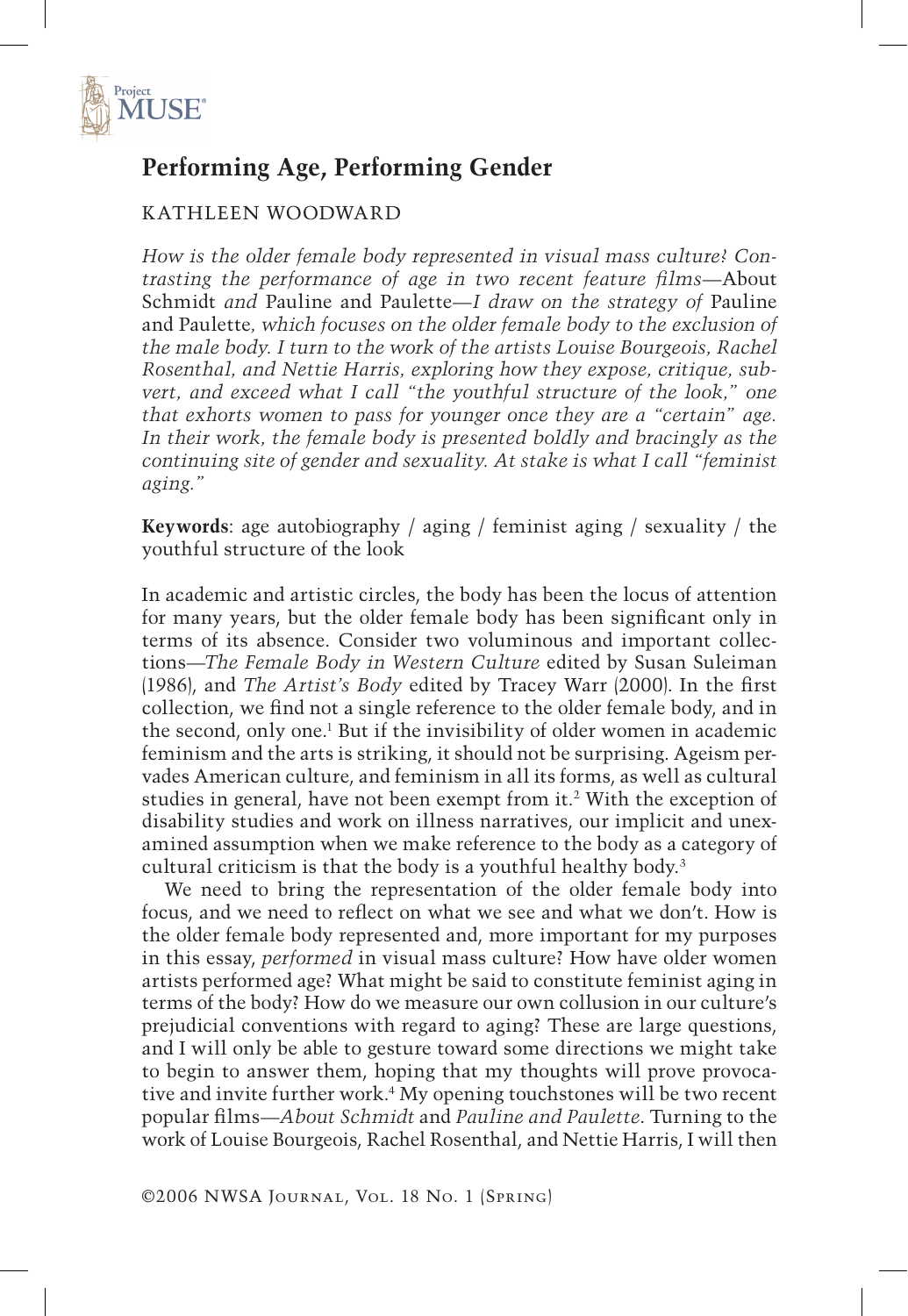# Performing Age, Performing Gender

KATHLEEN WOODWARD

*How is the older female body represented in visual mass culture? Contrasting the performance of age in two recent feature films—*About Schmidt *and* Pauline and Paulette*—I draw on the strategy of* Pauline and Paulette*, which focuses on the older female body to the exclusion of the male body. I turn to the work of the artists Louise Bourgeois, Rachel Rosenthal, and Nettie Harris, exploring how they expose, critique, subvert, and exceed what I call "the youthful structure of the look," one that exhorts women to pass for younger once they are a "certain" age. In their work, the female body is presented boldly and bracingly as the continuing site of gender and sexuality. At stake is what I call "feminist aging."*

**Keywords**: age autobiography / aging / feminist aging / sexuality / the youthful structure of the look

In academic and artistic circles, the body has been the locus of attention for many years, but the older female body has been significant only in terms of its absence. Consider two voluminous and important collections—*The Female Body in Western Culture* edited by Susan Suleiman (1986), and *The Artist's Body* edited by Tracey Warr (2000). In the first collection, we find not a single reference to the older female body, and in the second, only one.[1] But if the invisibility of older women in academic feminism and the arts is striking, it should not be surprising. Ageism pervades American culture, and feminism in all its forms, as well as cultural studies in general, have not been exempt from it.[2] With the exception of disability studies and work on illness narratives, our implicit and unexamined assumption when we make reference to the body as a category of cultural criticism is that the body is a youthful healthy body.[3]

We need to bring the representation of the older female body into focus, and we need to reflect on what we see and what we don't. How is the older female body represented and, more important for my purposes in this essay, *performed* in visual mass culture? How have older women artists performed age? What might be said to constitute feminist aging in terms of the body? How do we measure our own collusion in our culture's prejudicial conventions with regard to aging? These are large questions, and I will only be able to gesture toward some directions we might take to begin to answer them, hoping that my thoughts will prove provocative and invite further work.[4] My opening touchstones will be two recent popular films—*About Schmidt* and *Pauline and Paulette*. Turning to the work of Louise Bourgeois, Rachel Rosenthal, and Nettie Harris, I will then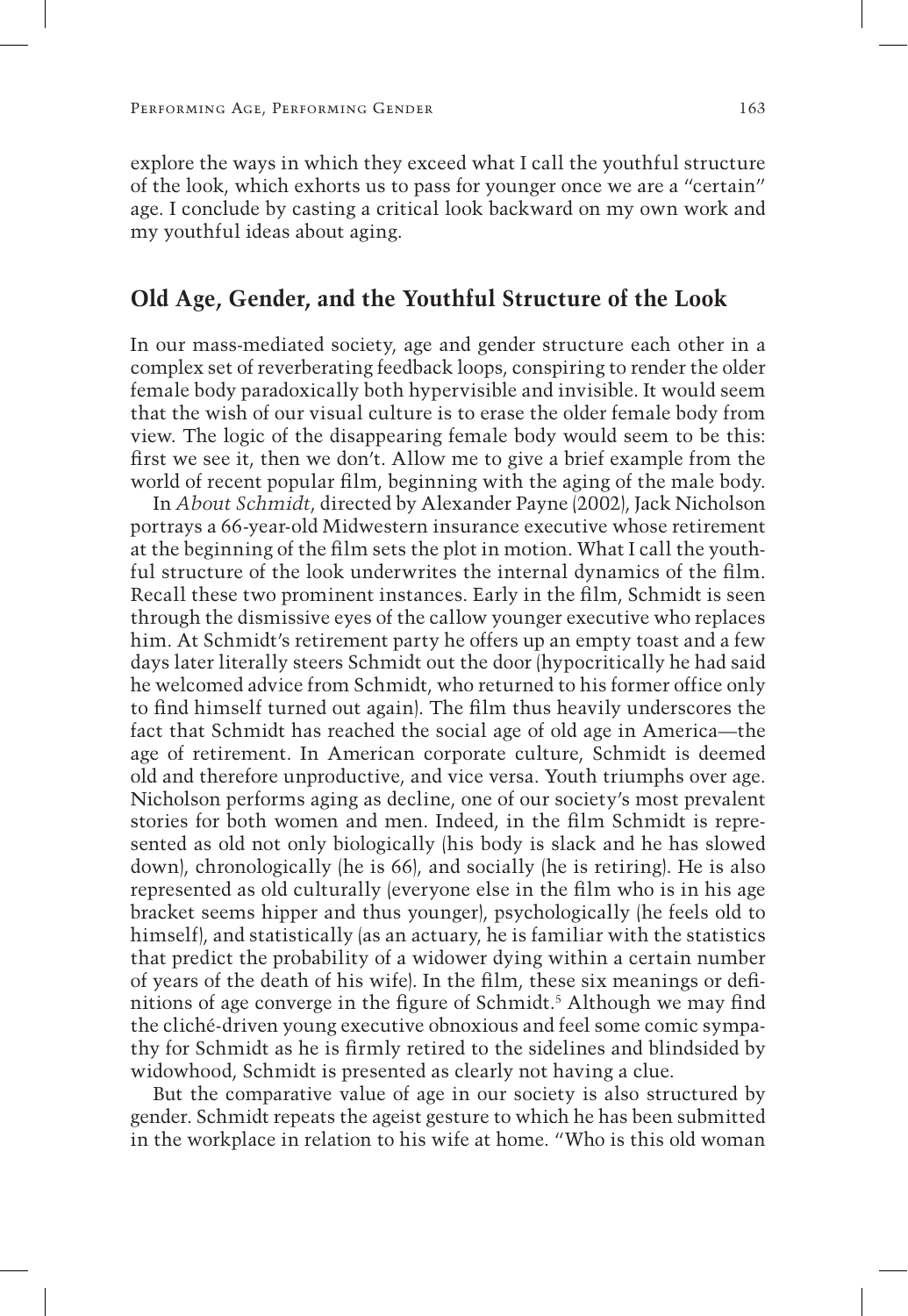explore the ways in which they exceed what I call the youthful structure of the look, which exhorts us to pass for younger once we are a "certain" age. I conclude by casting a critical look backward on my own work and my youthful ideas about aging.

## Old Age, Gender, and the Youthful Structure of the Look

In our mass-mediated society, age and gender structure each other in a complex set of reverberating feedback loops, conspiring to render the older female body paradoxically both hypervisible and invisible. It would seem that the wish of our visual culture is to erase the older female body from view. The logic of the disappearing female body would seem to be this: first we see it, then we don't. Allow me to give a brief example from the world of recent popular film, beginning with the aging of the male body.

In *About Schmidt*, directed by Alexander Payne (2002), Jack Nicholson portrays a 66-year-old Midwestern insurance executive whose retirement at the beginning of the film sets the plot in motion. What I call the youthful structure of the look underwrites the internal dynamics of the film. Recall these two prominent instances. Early in the film, Schmidt is seen through the dismissive eyes of the callow younger executive who replaces him. At Schmidt's retirement party he offers up an empty toast and a few days later literally steers Schmidt out the door (hypocritically he had said he welcomed advice from Schmidt, who returned to his former office only to find himself turned out again). The film thus heavily underscores the fact that Schmidt has reached the social age of old age in America—the age of retirement. In American corporate culture, Schmidt is deemed old and therefore unproductive, and vice versa. Youth triumphs over age. Nicholson performs aging as decline, one of our society's most prevalent stories for both women and men. Indeed, in the film Schmidt is represented as old not only biologically (his body is slack and he has slowed down), chronologically (he is 66), and socially (he is retiring). He is also represented as old culturally (everyone else in the film who is in his age bracket seems hipper and thus younger), psychologically (he feels old to himself), and statistically (as an actuary, he is familiar with the statistics that predict the probability of a widower dying within a certain number of years of the death of his wife). In the film, these six meanings or definitions of age converge in the figure of Schmidt.[5] Although we may find the cliché-driven young executive obnoxious and feel some comic sympathy for Schmidt as he is firmly retired to the sidelines and blindsided by widowhood, Schmidt is presented as clearly not having a clue.

But the comparative value of age in our society is also structured by gender. Schmidt repeats the ageist gesture to which he has been submitted in the workplace in relation to his wife at home. "Who is this old woman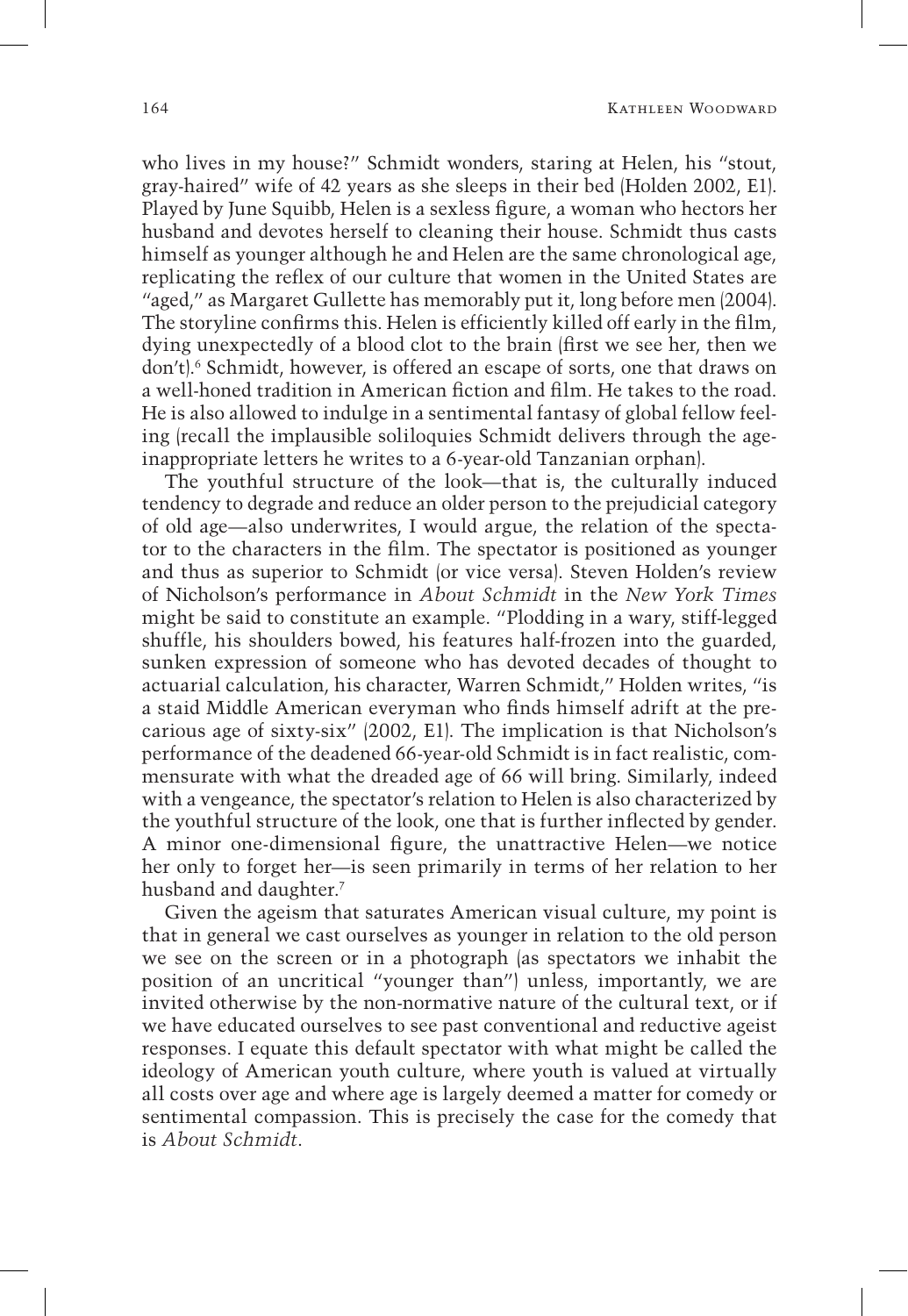who lives in my house?" Schmidt wonders, staring at Helen, his "stout, gray-haired" wife of 42 years as she sleeps in their bed (Holden 2002, E1). Played by June Squibb, Helen is a sexless figure, a woman who hectors her husband and devotes herself to cleaning their house. Schmidt thus casts himself as younger although he and Helen are the same chronological age, replicating the reflex of our culture that women in the United States are "aged," as Margaret Gullette has memorably put it, long before men (2004). The storyline confirms this. Helen is efficiently killed off early in the film, dying unexpectedly of a blood clot to the brain (first we see her, then we don't).[6] Schmidt, however, is offered an escape of sorts, one that draws on a well-honed tradition in American fiction and film. He takes to the road. He is also allowed to indulge in a sentimental fantasy of global fellow feeling (recall the implausible soliloquies Schmidt delivers through the age-inappropriate letters he writes to a 6-year-old Tanzanian orphan).

The youthful structure of the look—that is, the culturally induced tendency to degrade and reduce an older person to the prejudicial category of old age—also underwrites, I would argue, the relation of the spectator to the characters in the film. The spectator is positioned as younger and thus as superior to Schmidt (or vice versa). Steven Holden's review of Nicholson's performance in *About Schmidt* in the *New York Times* might be said to constitute an example. "Plodding in a wary, stiff-legged shuffle, his shoulders bowed, his features half-frozen into the guarded, sunken expression of someone who has devoted decades of thought to actuarial calculation, his character, Warren Schmidt," Holden writes, "is a staid Middle American everyman who finds himself adrift at the precarious age of sixty-six" (2002, E1). The implication is that Nicholson's performance of the deadened 66-year-old Schmidt is in fact realistic, commensurate with what the dreaded age of 66 will bring. Similarly, indeed with a vengeance, the spectator's relation to Helen is also characterized by the youthful structure of the look, one that is further inflected by gender. A minor one-dimensional figure, the unattractive Helen—we notice her only to forget her—is seen primarily in terms of her relation to her husband and daughter.[7]

Given the ageism that saturates American visual culture, my point is that in general we cast ourselves as younger in relation to the old person we see on the screen or in a photograph (as spectators we inhabit the position of an uncritical "younger than") unless, importantly, we are invited otherwise by the non-normative nature of the cultural text, or if we have educated ourselves to see past conventional and reductive ageist responses. I equate this default spectator with what might be called the ideology of American youth culture, where youth is valued at virtually all costs over age and where age is largely deemed a matter for comedy or sentimental compassion. This is precisely the case for the comedy that is *About Schmidt*.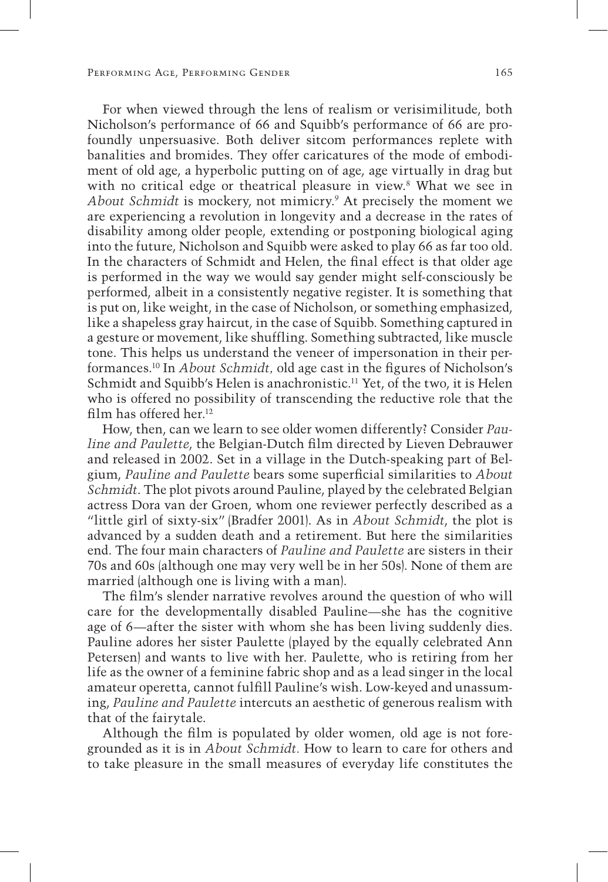For when viewed through the lens of realism or verisimilitude, both Nicholson's performance of 66 and Squibb's performance of 66 are profoundly unpersuasive. Both deliver sitcom performances replete with banalities and bromides. They offer caricatures of the mode of embodiment of old age, a hyperbolic putting on of age, age virtually in drag but with no critical edge or theatrical pleasure in view.[8] What we see in *About Schmidt* is mockery, not mimicry.[9] At precisely the moment we are experiencing a revolution in longevity and a decrease in the rates of disability among older people, extending or postponing biological aging into the future, Nicholson and Squibb were asked to play 66 as far too old. In the characters of Schmidt and Helen, the final effect is that older age is performed in the way we would say gender might self-consciously be performed, albeit in a consistently negative register. It is something that is put on, like weight, in the case of Nicholson, or something emphasized, like a shapeless gray haircut, in the case of Squibb. Something captured in a gesture or movement, like shuffling. Something subtracted, like muscle tone. This helps us understand the veneer of impersonation in their performances.[10] In *About Schmidt,* old age cast in the figures of Nicholson's Schmidt and Squibb's Helen is anachronistic.[11] Yet, of the two, it is Helen who is offered no possibility of transcending the reductive role that the film has offered her.[12]

How, then, can we learn to see older women differently? Consider *Pauline and Paulette,* the Belgian-Dutch film directed by Lieven Debrauwer and released in 2002. Set in a village in the Dutch-speaking part of Belgium, *Pauline and Paulette* bears some superficial similarities to *About Schmidt*. The plot pivots around Pauline, played by the celebrated Belgian actress Dora van der Groen, whom one reviewer perfectly described as a "little girl of sixty-six" (Bradfer 2001). As in *About Schmidt*, the plot is advanced by a sudden death and a retirement. But here the similarities end. The four main characters of *Pauline and Paulette* are sisters in their 70s and 60s (although one may very well be in her 50s). None of them are married (although one is living with a man).

The film's slender narrative revolves around the question of who will care for the developmentally disabled Pauline—she has the cognitive age of 6—after the sister with whom she has been living suddenly dies. Pauline adores her sister Paulette (played by the equally celebrated Ann Petersen) and wants to live with her. Paulette, who is retiring from her life as the owner of a feminine fabric shop and as a lead singer in the local amateur operetta, cannot fulfill Pauline's wish. Low-keyed and unassuming, *Pauline and Paulette* intercuts an aesthetic of generous realism with that of the fairytale.

Although the film is populated by older women, old age is not foregrounded as it is in *About Schmidt.* How to learn to care for others and to take pleasure in the small measures of everyday life constitutes the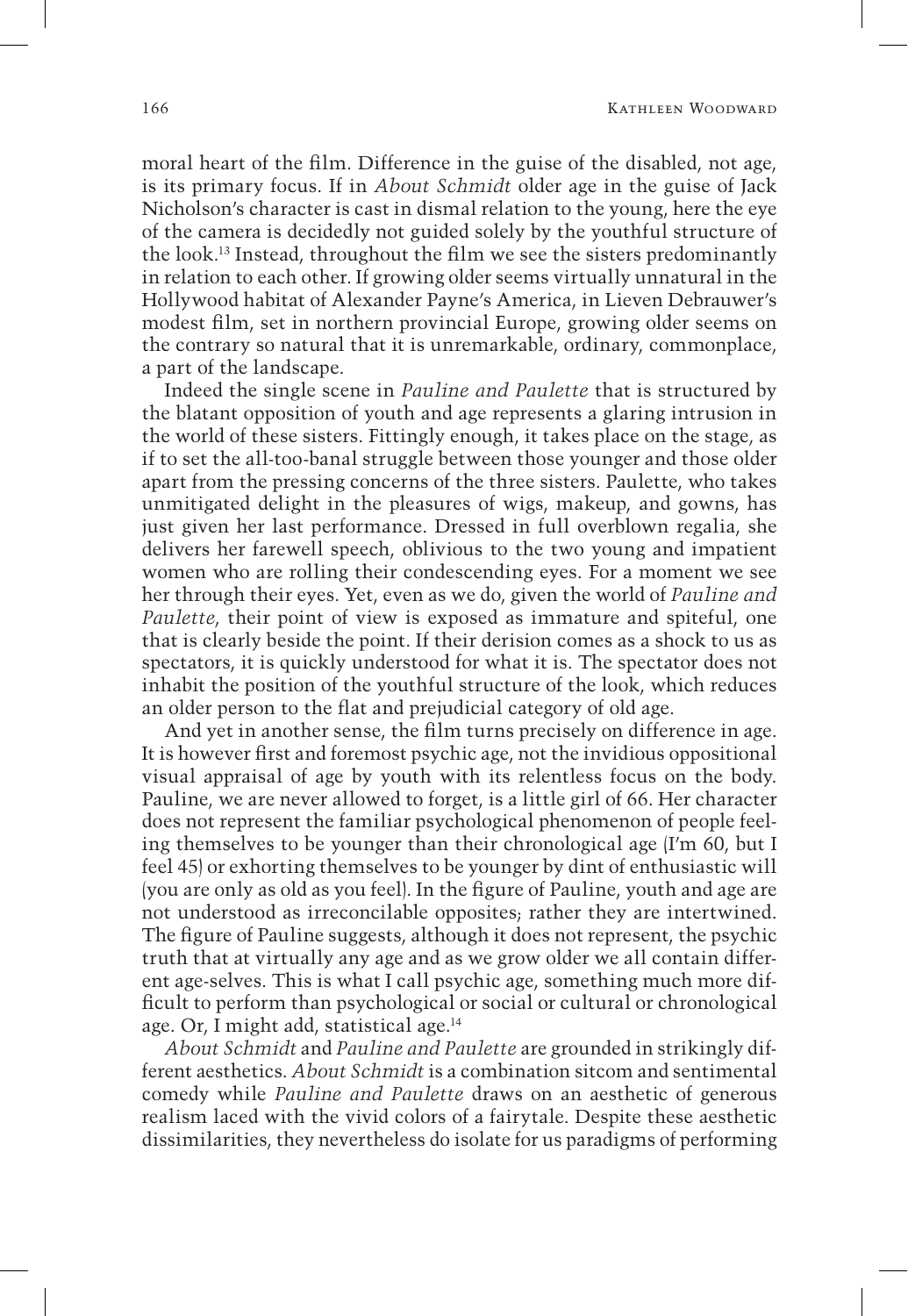moral heart of the film. Difference in the guise of the disabled, not age, is its primary focus. If in *About Schmidt* older age in the guise of Jack Nicholson's character is cast in dismal relation to the young, here the eye of the camera is decidedly not guided solely by the youthful structure of the look.[13] Instead, throughout the film we see the sisters predominantly in relation to each other. If growing older seems virtually unnatural in the Hollywood habitat of Alexander Payne's America, in Lieven Debrauwer's modest film, set in northern provincial Europe, growing older seems on the contrary so natural that it is unremarkable, ordinary, commonplace, a part of the landscape.

Indeed the single scene in *Pauline and Paulette* that is structured by the blatant opposition of youth and age represents a glaring intrusion in the world of these sisters. Fittingly enough, it takes place on the stage, as if to set the all-too-banal struggle between those younger and those older apart from the pressing concerns of the three sisters. Paulette, who takes unmitigated delight in the pleasures of wigs, makeup, and gowns, has just given her last performance. Dressed in full overblown regalia, she delivers her farewell speech, oblivious to the two young and impatient women who are rolling their condescending eyes. For a moment we see her through their eyes. Yet, even as we do, given the world of *Pauline and Paulette*, their point of view is exposed as immature and spiteful, one that is clearly beside the point. If their derision comes as a shock to us as spectators, it is quickly understood for what it is. The spectator does not inhabit the position of the youthful structure of the look, which reduces an older person to the flat and prejudicial category of old age.

And yet in another sense, the film turns precisely on difference in age. It is however first and foremost psychic age, not the invidious oppositional visual appraisal of age by youth with its relentless focus on the body. Pauline, we are never allowed to forget, is a little girl of 66. Her character does not represent the familiar psychological phenomenon of people feeling themselves to be younger than their chronological age (I'm 60, but I feel 45) or exhorting themselves to be younger by dint of enthusiastic will (you are only as old as you feel). In the figure of Pauline, youth and age are not understood as irreconcilable opposites; rather they are intertwined. The figure of Pauline suggests, although it does not represent, the psychic truth that at virtually any age and as we grow older we all contain different age-selves. This is what I call psychic age, something much more difficult to perform than psychological or social or cultural or chronological age. Or, I might add, statistical age.[14]

*About Schmidt* and *Pauline and Paulette* are grounded in strikingly different aesthetics. *About Schmidt* is a combination sitcom and sentimental comedy while *Pauline and Paulette* draws on an aesthetic of generous realism laced with the vivid colors of a fairytale. Despite these aesthetic dissimilarities, they nevertheless do isolate for us paradigms of performing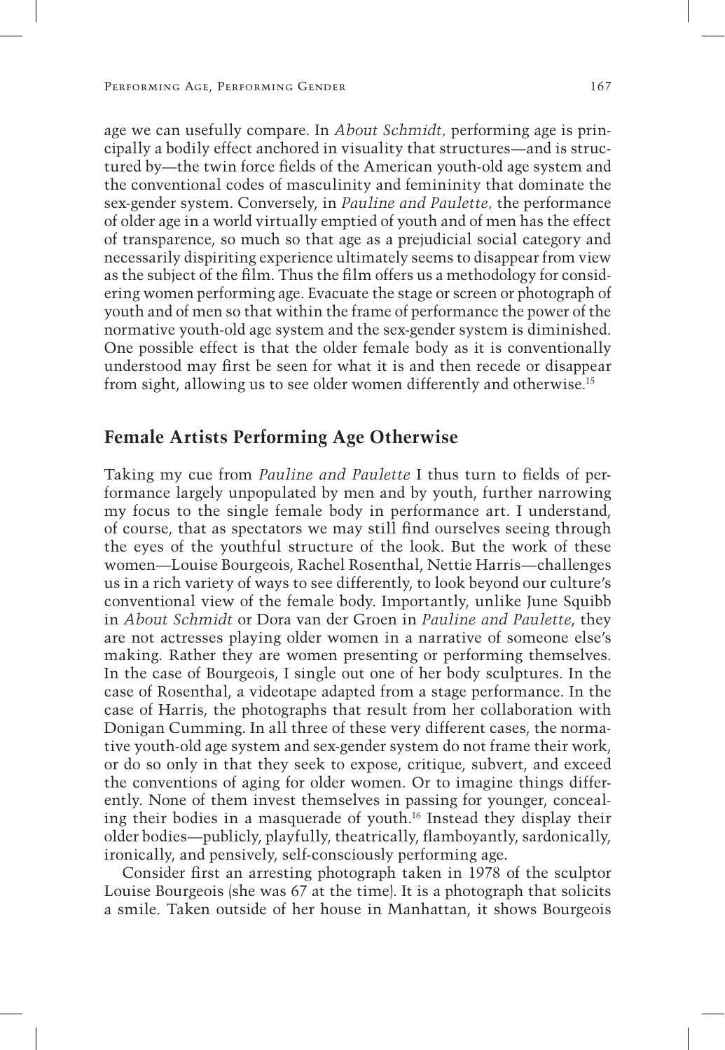age we can usefully compare. In *About Schmidt*, performing age is principally a bodily effect anchored in visuality that structures—and is structured by—the twin force fields of the American youth-old age system and the conventional codes of masculinity and femininity that dominate the sex-gender system. Conversely, in *Pauline and Paulette*, the performance of older age in a world virtually emptied of youth and of men has the effect of transparence, so much so that age as a prejudicial social category and necessarily dispiriting experience ultimately seems to disappear from view as the subject of the film. Thus the film offers us a methodology for considering women performing age. Evacuate the stage or screen or photograph of youth and of men so that within the frame of performance the power of the normative youth-old age system and the sex-gender system is diminished. One possible effect is that the older female body as it is conventionally understood may first be seen for what it is and then recede or disappear from sight, allowing us to see older women differently and otherwise.[15]

## Female Artists Performing Age Otherwise

Taking my cue from *Pauline and Paulette* I thus turn to fields of performance largely unpopulated by men and by youth, further narrowing my focus to the single female body in performance art. I understand, of course, that as spectators we may still find ourselves seeing through the eyes of the youthful structure of the look. But the work of these women—Louise Bourgeois, Rachel Rosenthal, Nettie Harris—challenges us in a rich variety of ways to see differently, to look beyond our culture's conventional view of the female body. Importantly, unlike June Squibb in *About Schmidt* or Dora van der Groen in *Pauline and Paulette*, they are not actresses playing older women in a narrative of someone else's making. Rather they are women presenting or performing themselves. In the case of Bourgeois, I single out one of her body sculptures. In the case of Rosenthal, a videotape adapted from a stage performance. In the case of Harris, the photographs that result from her collaboration with Donigan Cumming. In all three of these very different cases, the normative youth-old age system and sex-gender system do not frame their work, or do so only in that they seek to expose, critique, subvert, and exceed the conventions of aging for older women. Or to imagine things differently. None of them invest themselves in passing for younger, concealing their bodies in a masquerade of youth.[16] Instead they display their older bodies—publicly, playfully, theatrically, flamboyantly, sardonically, ironically, and pensively, self-consciously performing age.

Consider first an arresting photograph taken in 1978 of the sculptor Louise Bourgeois (she was 67 at the time). It is a photograph that solicits a smile. Taken outside of her house in Manhattan, it shows Bourgeois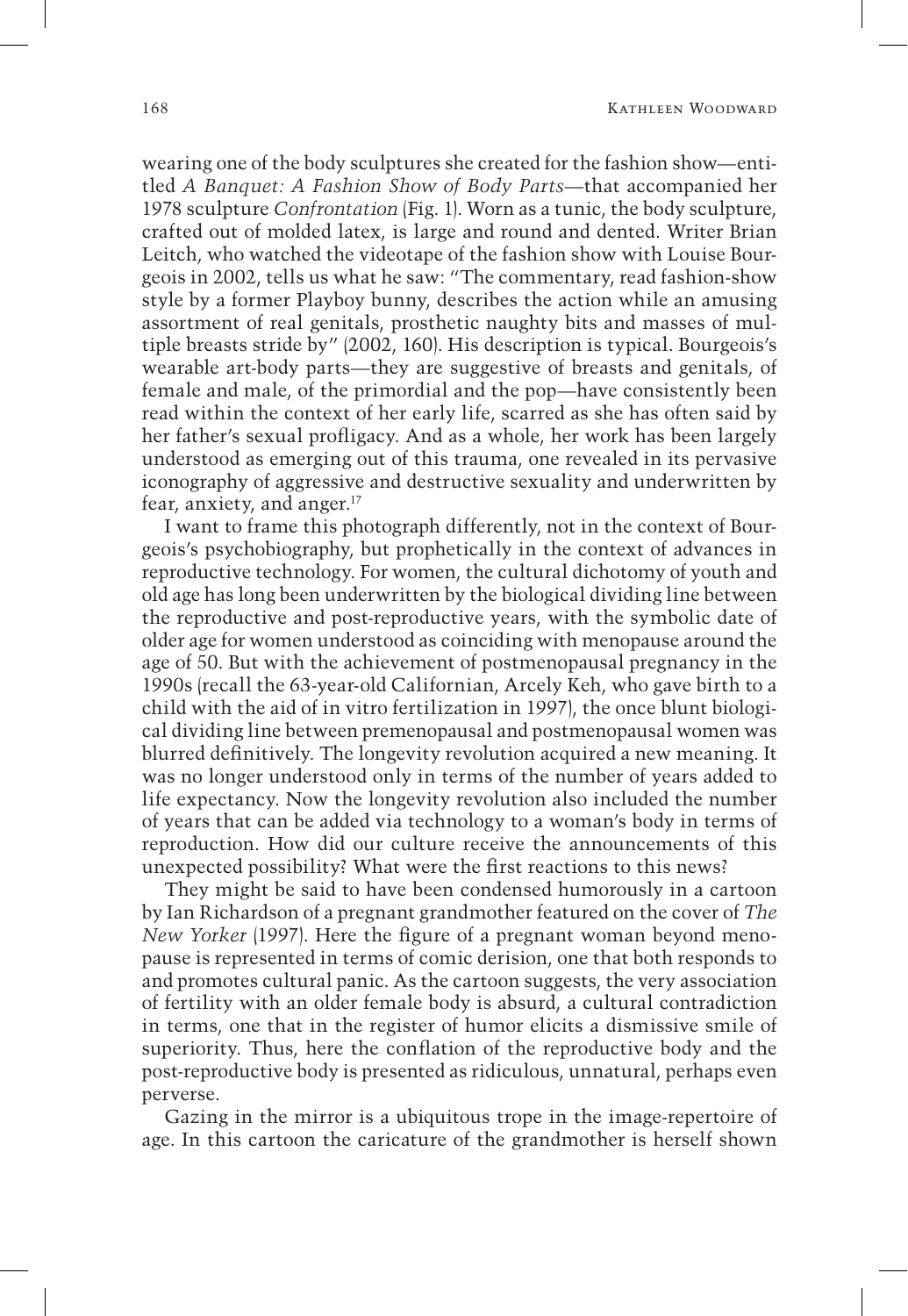wearing one of the body sculptures she created for the fashion show—entitled *A Banquet: A Fashion Show of Body Parts*—that accompanied her 1978 sculpture *Confrontation* (Fig. 1). Worn as a tunic, the body sculpture, crafted out of molded latex, is large and round and dented. Writer Brian Leitch, who watched the videotape of the fashion show with Louise Bourgeois in 2002, tells us what he saw: "The commentary, read fashion-show style by a former Playboy bunny, describes the action while an amusing assortment of real genitals, prosthetic naughty bits and masses of multiple breasts stride by" (2002, 160). His description is typical. Bourgeois's wearable art-body parts—they are suggestive of breasts and genitals, of female and male, of the primordial and the pop—have consistently been read within the context of her early life, scarred as she has often said by her father's sexual profligacy. And as a whole, her work has been largely understood as emerging out of this trauma, one revealed in its pervasive iconography of aggressive and destructive sexuality and underwritten by fear, anxiety, and anger.[17]

I want to frame this photograph differently, not in the context of Bourgeois's psychobiography, but prophetically in the context of advances in reproductive technology. For women, the cultural dichotomy of youth and old age has long been underwritten by the biological dividing line between the reproductive and post-reproductive years, with the symbolic date of older age for women understood as coinciding with menopause around the age of 50. But with the achievement of postmenopausal pregnancy in the 1990s (recall the 63-year-old Californian, Arcely Keh, who gave birth to a child with the aid of in vitro fertilization in 1997), the once blunt biological dividing line between premenopausal and postmenopausal women was blurred definitively. The longevity revolution acquired a new meaning. It was no longer understood only in terms of the number of years added to life expectancy. Now the longevity revolution also included the number of years that can be added via technology to a woman's body in terms of reproduction. How did our culture receive the announcements of this unexpected possibility? What were the first reactions to this news?

They might be said to have been condensed humorously in a cartoon by Ian Richardson of a pregnant grandmother featured on the cover of *The New Yorker* (1997). Here the figure of a pregnant woman beyond menopause is represented in terms of comic derision, one that both responds to and promotes cultural panic. As the cartoon suggests, the very association of fertility with an older female body is absurd, a cultural contradiction in terms, one that in the register of humor elicits a dismissive smile of superiority. Thus, here the conflation of the reproductive body and the post-reproductive body is presented as ridiculous, unnatural, perhaps even perverse.

Gazing in the mirror is a ubiquitous trope in the image-repertoire of age. In this cartoon the caricature of the grandmother is herself shown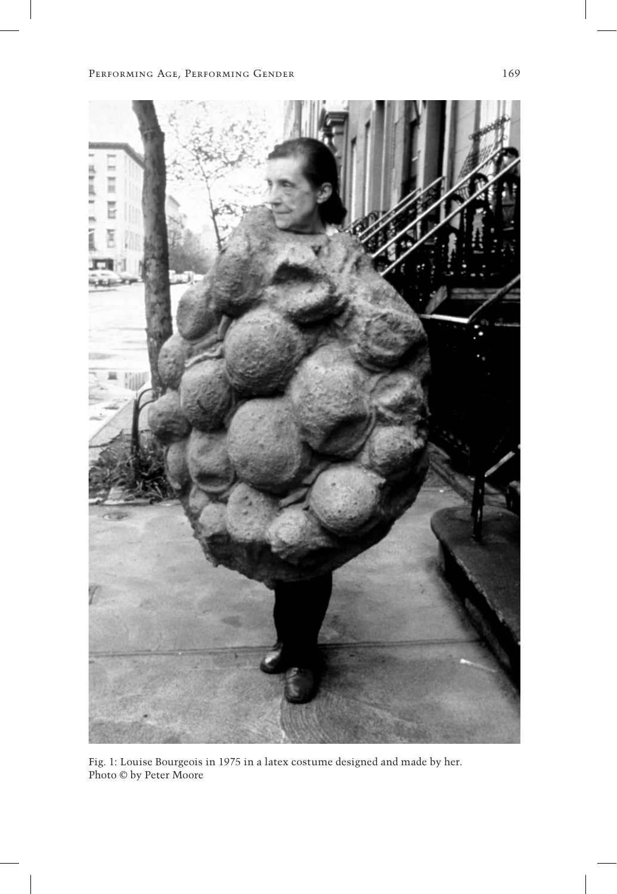Fig. 1: Louise Bourgeois in 1975 in a latex costume designed and made by her.
Photo © by Peter Moore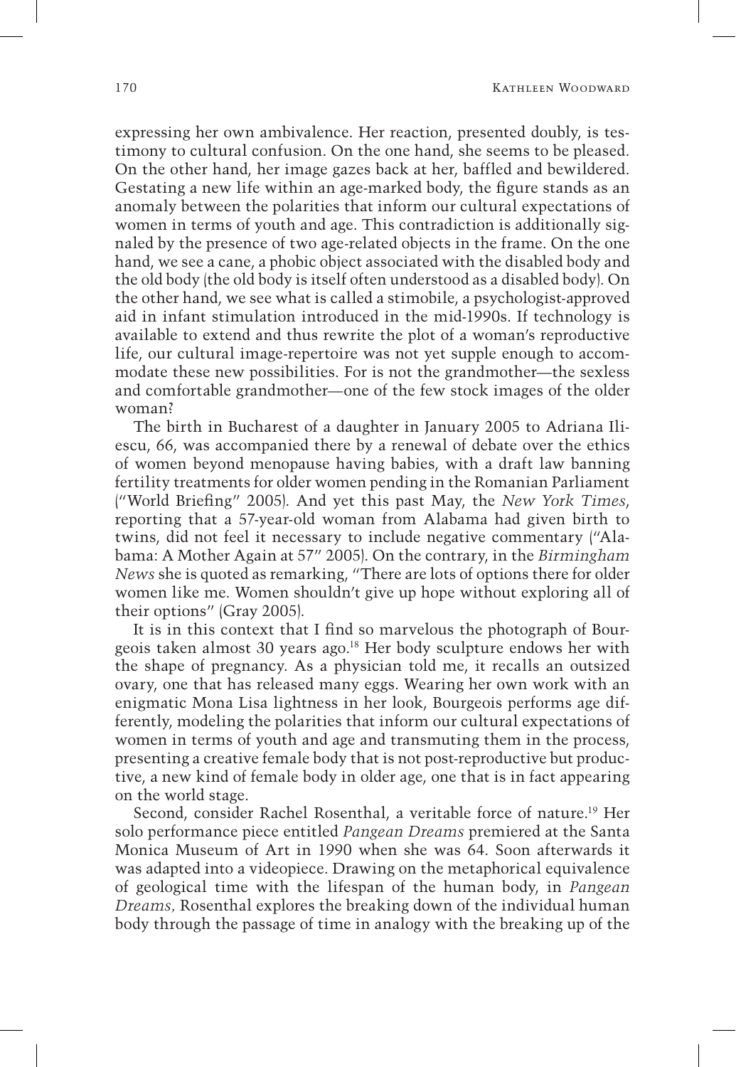expressing her own ambivalence. Her reaction, presented doubly, is testimony to cultural confusion. On the one hand, she seems to be pleased. On the other hand, her image gazes back at her, baffled and bewildered. Gestating a new life within an age-marked body, the figure stands as an anomaly between the polarities that inform our cultural expectations of women in terms of youth and age. This contradiction is additionally signaled by the presence of two age-related objects in the frame. On the one hand, we see a cane, a phobic object associated with the disabled body and the old body (the old body is itself often understood as a disabled body). On the other hand, we see what is called a stimobile, a psychologist-approved aid in infant stimulation introduced in the mid-1990s. If technology is available to extend and thus rewrite the plot of a woman's reproductive life, our cultural image-repertoire was not yet supple enough to accommodate these new possibilities. For is not the grandmother—the sexless and comfortable grandmother—one of the few stock images of the older woman?

The birth in Bucharest of a daughter in January 2005 to Adriana Iliescu, 66, was accompanied there by a renewal of debate over the ethics of women beyond menopause having babies, with a draft law banning fertility treatments for older women pending in the Romanian Parliament ("World Briefing" 2005). And yet this past May, the *New York Times*, reporting that a 57-year-old woman from Alabama had given birth to twins, did not feel it necessary to include negative commentary ("Alabama: A Mother Again at 57" 2005). On the contrary, in the *Birmingham News* she is quoted as remarking, "There are lots of options there for older women like me. Women shouldn't give up hope without exploring all of their options" (Gray 2005).

It is in this context that I find so marvelous the photograph of Bourgeois taken almost 30 years ago.[18] Her body sculpture endows her with the shape of pregnancy. As a physician told me, it recalls an outsized ovary, one that has released many eggs. Wearing her own work with an enigmatic Mona Lisa lightness in her look, Bourgeois performs age differently, modeling the polarities that inform our cultural expectations of women in terms of youth and age and transmuting them in the process, presenting a creative female body that is not post-reproductive but productive, a new kind of female body in older age, one that is in fact appearing on the world stage.

Second, consider Rachel Rosenthal, a veritable force of nature.[19] Her solo performance piece entitled *Pangean Dreams* premiered at the Santa Monica Museum of Art in 1990 when she was 64. Soon afterwards it was adapted into a videopiece. Drawing on the metaphorical equivalence of geological time with the lifespan of the human body, in *Pangean Dreams,* Rosenthal explores the breaking down of the individual human body through the passage of time in analogy with the breaking up of the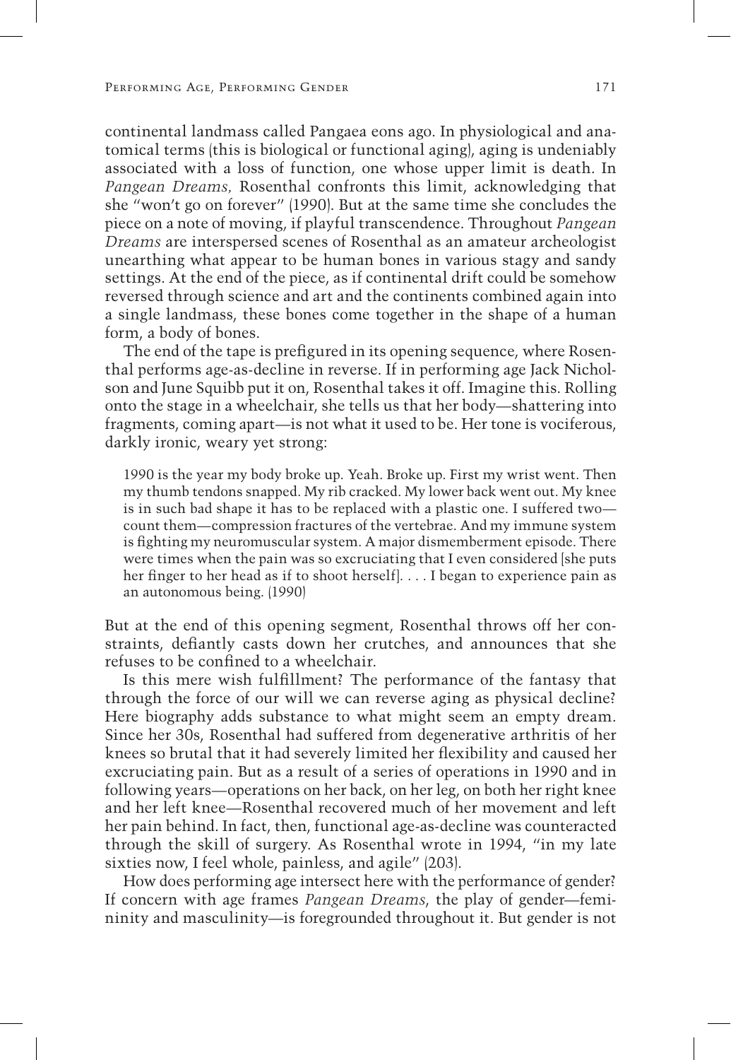continental landmass called Pangaea eons ago. In physiological and anatomical terms (this is biological or functional aging), aging is undeniably associated with a loss of function, one whose upper limit is death. In *Pangean Dreams,* Rosenthal confronts this limit, acknowledging that she "won't go on forever" (1990). But at the same time she concludes the piece on a note of moving, if playful transcendence. Throughout *Pangean Dreams* are interspersed scenes of Rosenthal as an amateur archeologist unearthing what appear to be human bones in various stagy and sandy settings. At the end of the piece, as if continental drift could be somehow reversed through science and art and the continents combined again into a single landmass, these bones come together in the shape of a human form, a body of bones.

The end of the tape is prefigured in its opening sequence, where Rosenthal performs age-as-decline in reverse. If in performing age Jack Nicholson and June Squibb put it on, Rosenthal takes it off. Imagine this. Rolling onto the stage in a wheelchair, she tells us that her body—shattering into fragments, coming apart—is not what it used to be. Her tone is vociferous, darkly ironic, weary yet strong:

> 1990 is the year my body broke up. Yeah. Broke up. First my wrist went. Then my thumb tendons snapped. My rib cracked. My lower back went out. My knee is in such bad shape it has to be replaced with a plastic one. I suffered two—count them—compression fractures of the vertebrae. And my immune system is fighting my neuromuscular system. A major dismemberment episode. There were times when the pain was so excruciating that I even considered [she puts her finger to her head as if to shoot herself]. . . . I began to experience pain as an autonomous being. (1990)

But at the end of this opening segment, Rosenthal throws off her constraints, defiantly casts down her crutches, and announces that she refuses to be confined to a wheelchair.

Is this mere wish fulfillment? The performance of the fantasy that through the force of our will we can reverse aging as physical decline? Here biography adds substance to what might seem an empty dream. Since her 30s, Rosenthal had suffered from degenerative arthritis of her knees so brutal that it had severely limited her flexibility and caused her excruciating pain. But as a result of a series of operations in 1990 and in following years—operations on her back, on her leg, on both her right knee and her left knee—Rosenthal recovered much of her movement and left her pain behind. In fact, then, functional age-as-decline was counteracted through the skill of surgery. As Rosenthal wrote in 1994, "in my late sixties now, I feel whole, painless, and agile" (203).

How does performing age intersect here with the performance of gender? If concern with age frames *Pangean Dreams*, the play of gender—femininity and masculinity—is foregrounded throughout it. But gender is not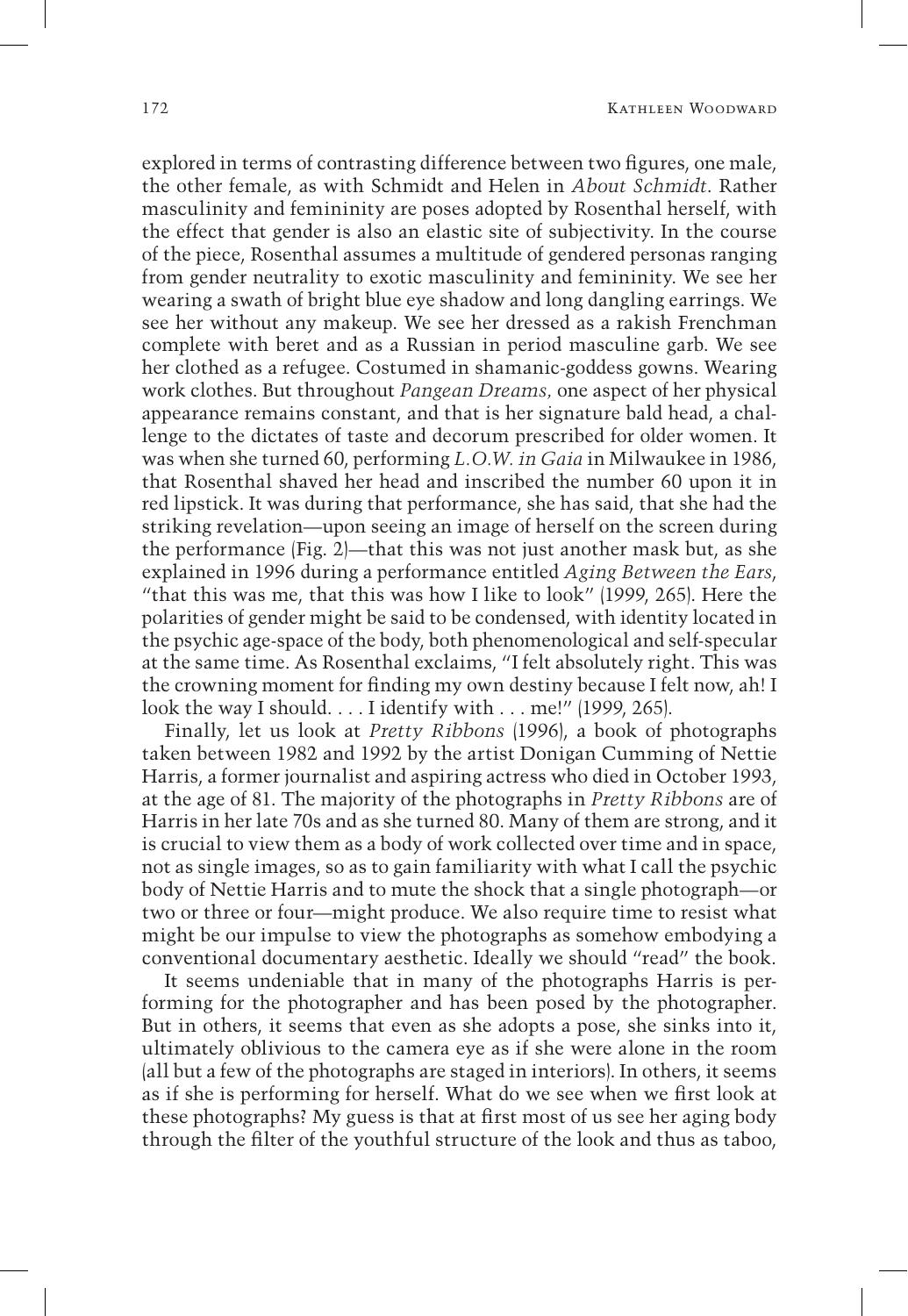explored in terms of contrasting difference between two figures, one male, the other female, as with Schmidt and Helen in *About Schmidt*. Rather masculinity and femininity are poses adopted by Rosenthal herself, with the effect that gender is also an elastic site of subjectivity. In the course of the piece, Rosenthal assumes a multitude of gendered personas ranging from gender neutrality to exotic masculinity and femininity. We see her wearing a swath of bright blue eye shadow and long dangling earrings. We see her without any makeup. We see her dressed as a rakish Frenchman complete with beret and as a Russian in period masculine garb. We see her clothed as a refugee. Costumed in shamanic-goddess gowns. Wearing work clothes. But throughout *Pangean Dreams,* one aspect of her physical appearance remains constant, and that is her signature bald head, a challenge to the dictates of taste and decorum prescribed for older women. It was when she turned 60, performing *L.O.W. in Gaia* in Milwaukee in 1986, that Rosenthal shaved her head and inscribed the number 60 upon it in red lipstick. It was during that performance, she has said, that she had the striking revelation—upon seeing an image of herself on the screen during the performance (Fig. 2)—that this was not just another mask but, as she explained in 1996 during a performance entitled *Aging Between the Ears*, "that this was me, that this was how I like to look" (1999, 265). Here the polarities of gender might be said to be condensed, with identity located in the psychic age-space of the body, both phenomenological and self-specular at the same time. As Rosenthal exclaims, "I felt absolutely right. This was the crowning moment for finding my own destiny because I felt now, ah! I look the way I should. . . . I identify with . . . me!" (1999, 265).

Finally, let us look at *Pretty Ribbons* (1996), a book of photographs taken between 1982 and 1992 by the artist Donigan Cumming of Nettie Harris, a former journalist and aspiring actress who died in October 1993, at the age of 81. The majority of the photographs in *Pretty Ribbons* are of Harris in her late 70s and as she turned 80. Many of them are strong, and it is crucial to view them as a body of work collected over time and in space, not as single images, so as to gain familiarity with what I call the psychic body of Nettie Harris and to mute the shock that a single photograph—or two or three or four—might produce. We also require time to resist what might be our impulse to view the photographs as somehow embodying a conventional documentary aesthetic. Ideally we should "read" the book.

It seems undeniable that in many of the photographs Harris is performing for the photographer and has been posed by the photographer. But in others, it seems that even as she adopts a pose, she sinks into it, ultimately oblivious to the camera eye as if she were alone in the room (all but a few of the photographs are staged in interiors). In others, it seems as if she is performing for herself. What do we see when we first look at these photographs? My guess is that at first most of us see her aging body through the filter of the youthful structure of the look and thus as taboo,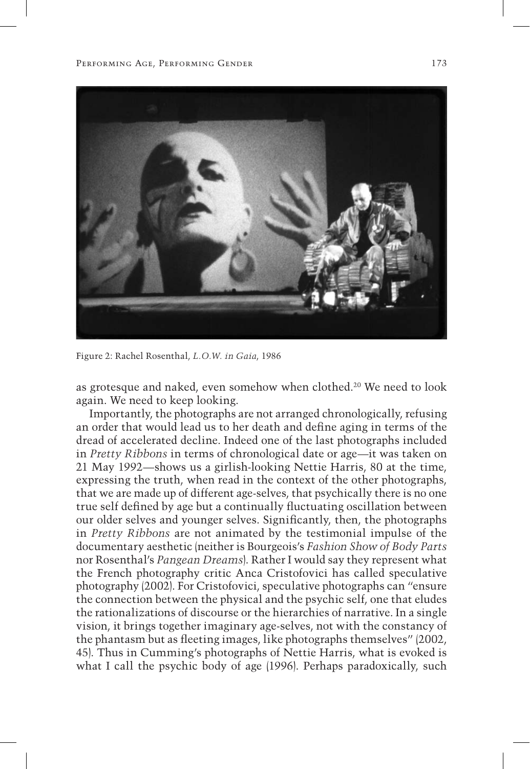Figure 2: Rachel Rosenthal, *L.O.W. in Gaia*, 1986

as grotesque and naked, even somehow when clothed.[20] We need to look again. We need to keep looking.

Importantly, the photographs are not arranged chronologically, refusing an order that would lead us to her death and define aging in terms of the dread of accelerated decline. Indeed one of the last photographs included in *Pretty Ribbons* in terms of chronological date or age—it was taken on 21 May 1992—shows us a girlish-looking Nettie Harris, 80 at the time, expressing the truth, when read in the context of the other photographs, that we are made up of different age-selves, that psychically there is no one true self defined by age but a continually fluctuating oscillation between our older selves and younger selves. Significantly, then, the photographs in *Pretty Ribbons* are not animated by the testimonial impulse of the documentary aesthetic (neither is Bourgeois's *Fashion Show of Body Parts* nor Rosenthal's *Pangean Dreams*). Rather I would say they represent what the French photography critic Anca Cristofovici has called speculative photography (2002). For Cristofovici, speculative photographs can "ensure the connection between the physical and the psychic self, one that eludes the rationalizations of discourse or the hierarchies of narrative. In a single vision, it brings together imaginary age-selves, not with the constancy of the phantasm but as fleeting images, like photographs themselves" (2002, 45). Thus in Cumming's photographs of Nettie Harris, what is evoked is what I call the psychic body of age (1996). Perhaps paradoxically, such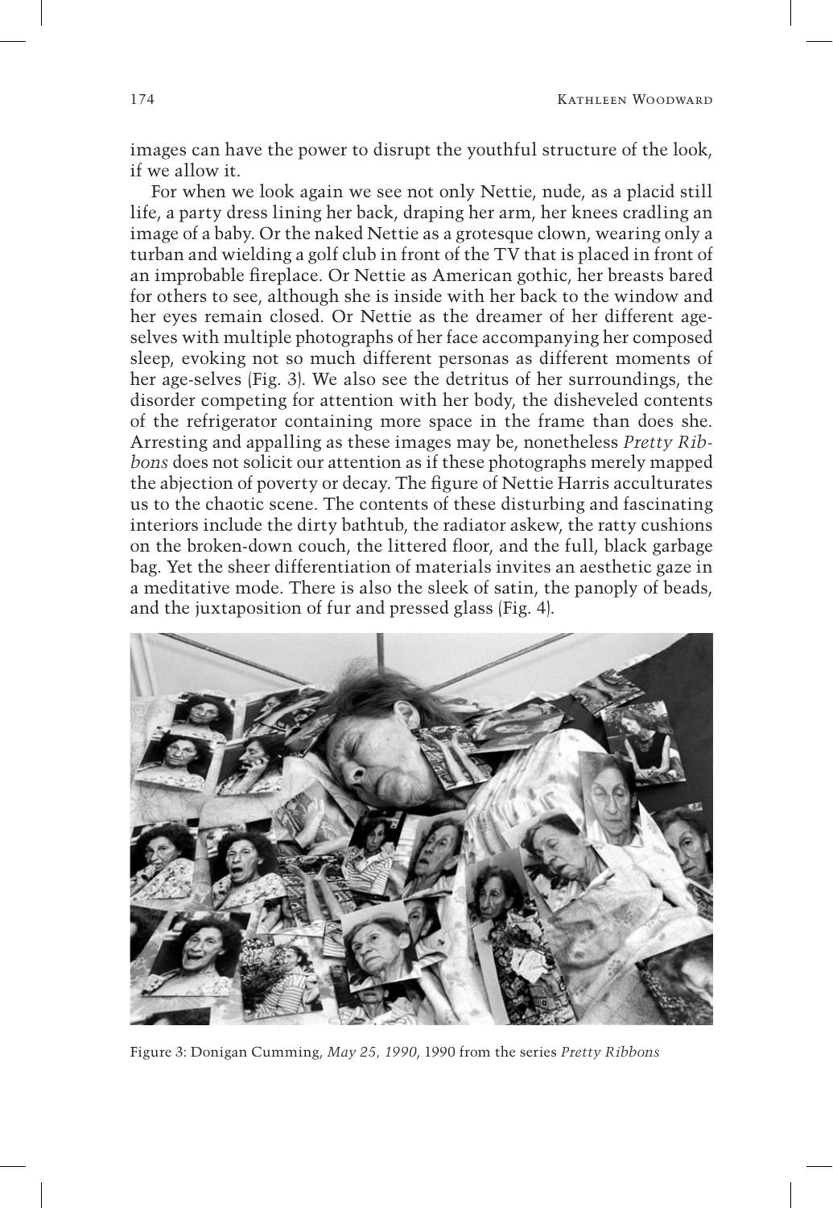images can have the power to disrupt the youthful structure of the look, if we allow it.

For when we look again we see not only Nettie, nude, as a placid still life, a party dress lining her back, draping her arm, her knees cradling an image of a baby. Or the naked Nettie as a grotesque clown, wearing only a turban and wielding a golf club in front of the TV that is placed in front of an improbable fireplace. Or Nettie as American gothic, her breasts bared for others to see, although she is inside with her back to the window and her eyes remain closed. Or Nettie as the dreamer of her different age-selves with multiple photographs of her face accompanying her composed sleep, evoking not so much different personas as different moments of her age-selves (Fig. 3). We also see the detritus of her surroundings, the disorder competing for attention with her body, the disheveled contents of the refrigerator containing more space in the frame than does she. Arresting and appalling as these images may be, nonetheless *Pretty Ribbons* does not solicit our attention as if these photographs merely mapped the abjection of poverty or decay. The figure of Nettie Harris acculturates us to the chaotic scene. The contents of these disturbing and fascinating interiors include the dirty bathtub, the radiator askew, the ratty cushions on the broken-down couch, the littered floor, and the full, black garbage bag. Yet the sheer differentiation of materials invites an aesthetic gaze in a meditative mode. There is also the sleek of satin, the panoply of beads, and the juxtaposition of fur and pressed glass (Fig. 4).

Figure 3: Donigan Cumming, *May 25, 1990*, 1990 from the series *Pretty Ribbons*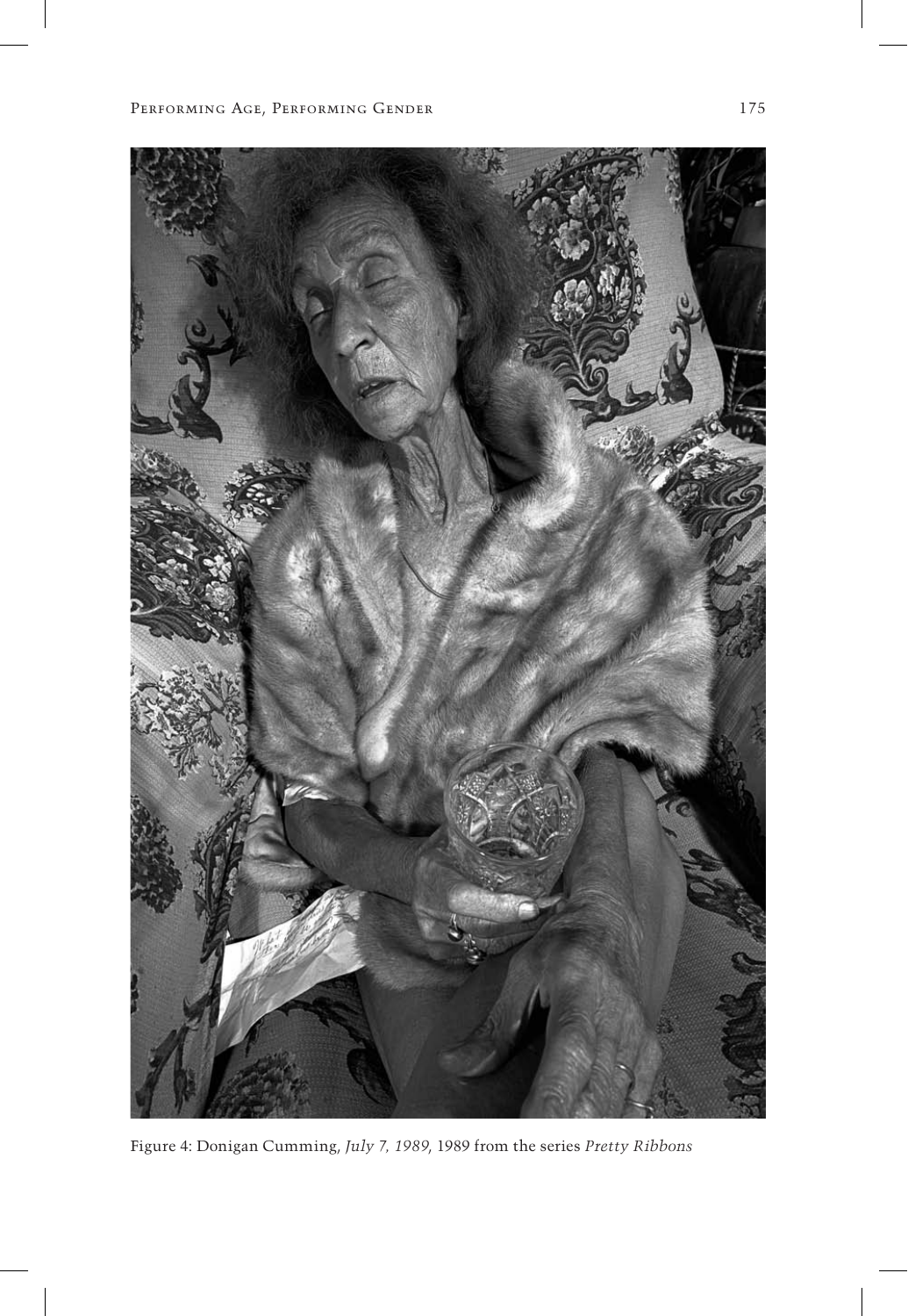Figure 4: Donigan Cumming, *July 7, 1989*, 1989 from the series *Pretty Ribbons*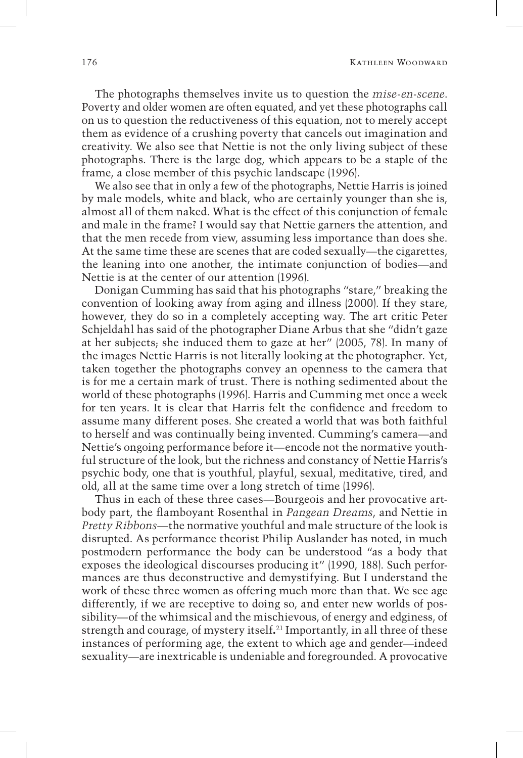The photographs themselves invite us to question the *mise-en-scene*. Poverty and older women are often equated, and yet these photographs call on us to question the reductiveness of this equation, not to merely accept them as evidence of a crushing poverty that cancels out imagination and creativity. We also see that Nettie is not the only living subject of these photographs. There is the large dog, which appears to be a staple of the frame, a close member of this psychic landscape (1996).

We also see that in only a few of the photographs, Nettie Harris is joined by male models, white and black, who are certainly younger than she is, almost all of them naked. What is the effect of this conjunction of female and male in the frame? I would say that Nettie garners the attention, and that the men recede from view, assuming less importance than does she. At the same time these are scenes that are coded sexually—the cigarettes, the leaning into one another, the intimate conjunction of bodies—and Nettie is at the center of our attention (1996).

Donigan Cumming has said that his photographs "stare," breaking the convention of looking away from aging and illness (2000). If they stare, however, they do so in a completely accepting way. The art critic Peter Schjeldahl has said of the photographer Diane Arbus that she "didn't gaze at her subjects; she induced them to gaze at her" (2005, 78). In many of the images Nettie Harris is not literally looking at the photographer. Yet, taken together the photographs convey an openness to the camera that is for me a certain mark of trust. There is nothing sedimented about the world of these photographs (1996). Harris and Cumming met once a week for ten years. It is clear that Harris felt the confidence and freedom to assume many different poses. She created a world that was both faithful to herself and was continually being invented. Cumming's camera—and Nettie's ongoing performance before it—encode not the normative youthful structure of the look, but the richness and constancy of Nettie Harris's psychic body, one that is youthful, playful, sexual, meditative, tired, and old, all at the same time over a long stretch of time (1996).

Thus in each of these three cases—Bourgeois and her provocative art-body part, the flamboyant Rosenthal in *Pangean Dreams*, and Nettie in *Pretty Ribbons*—the normative youthful and male structure of the look is disrupted. As performance theorist Philip Auslander has noted, in much postmodern performance the body can be understood "as a body that exposes the ideological discourses producing it" (1990, 188). Such performances are thus deconstructive and demystifying. But I understand the work of these three women as offering much more than that. We see age differently, if we are receptive to doing so, and enter new worlds of possibility—of the whimsical and the mischievous, of energy and edginess, of strength and courage, of mystery itself.[21] Importantly, in all three of these instances of performing age, the extent to which age and gender—indeed sexuality—are inextricable is undeniable and foregrounded. A provocative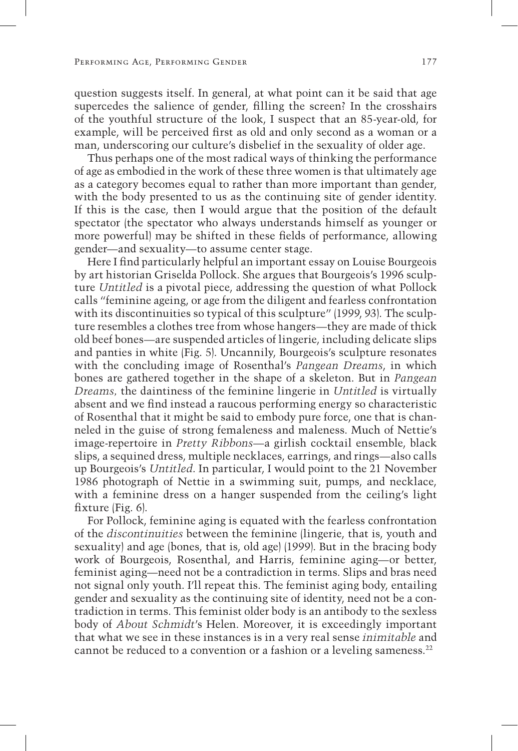question suggests itself. In general, at what point can it be said that age supercedes the salience of gender, filling the screen? In the crosshairs of the youthful structure of the look, I suspect that an 85-year-old, for example, will be perceived first as old and only second as a woman or a man, underscoring our culture's disbelief in the sexuality of older age.

Thus perhaps one of the most radical ways of thinking the performance of age as embodied in the work of these three women is that ultimately age as a category becomes equal to rather than more important than gender, with the body presented to us as the continuing site of gender identity. If this is the case, then I would argue that the position of the default spectator (the spectator who always understands himself as younger or more powerful) may be shifted in these fields of performance, allowing gender—and sexuality—to assume center stage.

Here I find particularly helpful an important essay on Louise Bourgeois by art historian Griselda Pollock. She argues that Bourgeois's 1996 sculpture *Untitled* is a pivotal piece, addressing the question of what Pollock calls "feminine ageing, or age from the diligent and fearless confrontation with its discontinuities so typical of this sculpture" (1999, 93). The sculpture resembles a clothes tree from whose hangers—they are made of thick old beef bones—are suspended articles of lingerie, including delicate slips and panties in white (Fig. 5). Uncannily, Bourgeois's sculpture resonates with the concluding image of Rosenthal's *Pangean Dreams*, in which bones are gathered together in the shape of a skeleton. But in *Pangean Dreams,* the daintiness of the feminine lingerie in *Untitled* is virtually absent and we find instead a raucous performing energy so characteristic of Rosenthal that it might be said to embody pure force, one that is channeled in the guise of strong femaleness and maleness. Much of Nettie's image-repertoire in *Pretty Ribbons*—a girlish cocktail ensemble, black slips, a sequined dress, multiple necklaces, earrings, and rings—also calls up Bourgeois's *Untitled*. In particular, I would point to the 21 November 1986 photograph of Nettie in a swimming suit, pumps, and necklace, with a feminine dress on a hanger suspended from the ceiling's light fixture (Fig. 6).

For Pollock, feminine aging is equated with the fearless confrontation of the *discontinuities* between the feminine (lingerie, that is, youth and sexuality) and age (bones, that is, old age) (1999). But in the bracing body work of Bourgeois, Rosenthal, and Harris, feminine aging—or better, feminist aging—need not be a contradiction in terms. Slips and bras need not signal only youth. I'll repeat this. The feminist aging body, entailing gender and sexuality as the continuing site of identity, need not be a contradiction in terms. This feminist older body is an antibody to the sexless body of *About Schmidt*'s Helen. Moreover, it is exceedingly important that what we see in these instances is in a very real sense *inimitable* and cannot be reduced to a convention or a fashion or a leveling sameness.[22]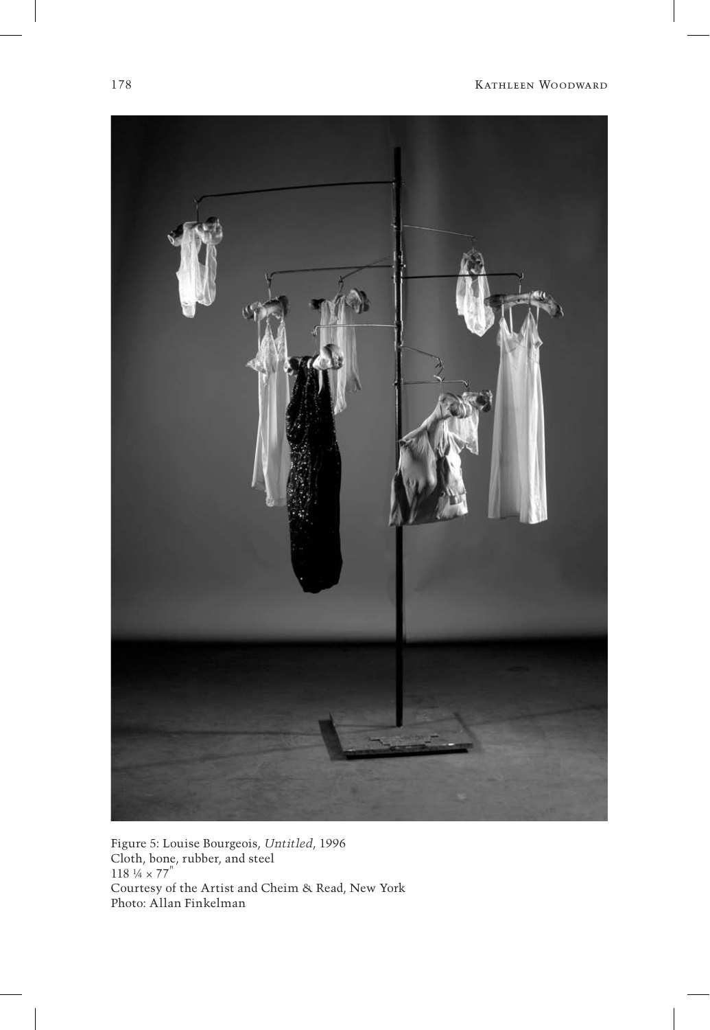Figure 5: Louise Bourgeois, *Untitled*, 1996
Cloth, bone, rubber, and steel
118 ¼ × 77"
Courtesy of the Artist and Cheim & Read, New York
Photo: Allan Finkelman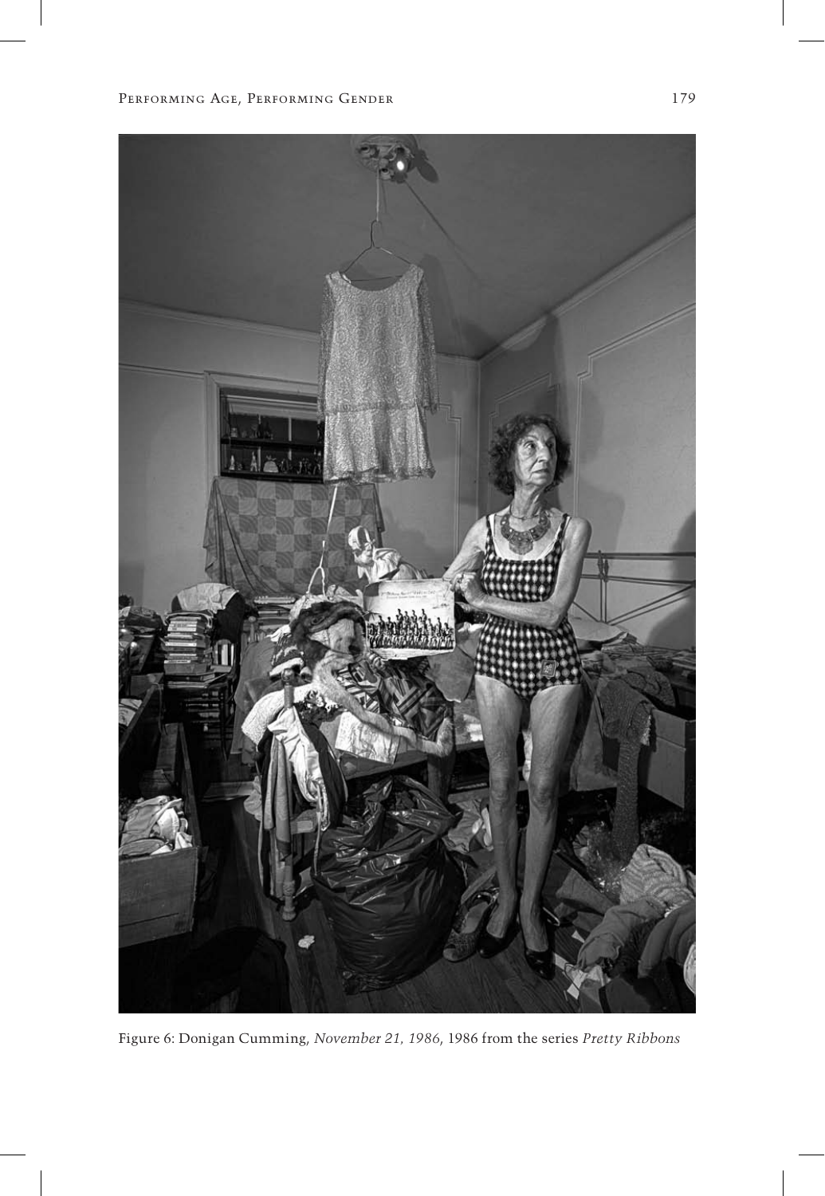Figure 6: Donigan Cumming, *November 21, 1986*, 1986 from the series *Pretty Ribbons*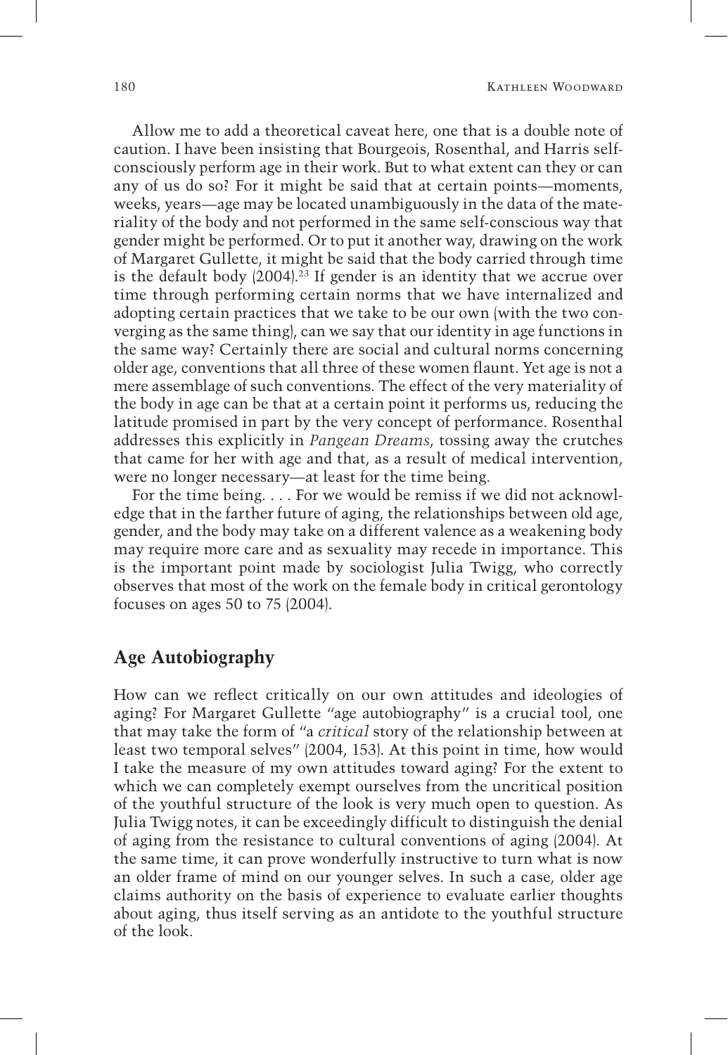Allow me to add a theoretical caveat here, one that is a double note of caution. I have been insisting that Bourgeois, Rosenthal, and Harris self-consciously perform age in their work. But to what extent can they or can any of us do so? For it might be said that at certain points—moments, weeks, years—age may be located unambiguously in the data of the materiality of the body and not performed in the same self-conscious way that gender might be performed. Or to put it another way, drawing on the work of Margaret Gullette, it might be said that the body carried through time is the default body (2004).[23] If gender is an identity that we accrue over time through performing certain norms that we have internalized and adopting certain practices that we take to be our own (with the two converging as the same thing), can we say that our identity in age functions in the same way? Certainly there are social and cultural norms concerning older age, conventions that all three of these women flaunt. Yet age is not a mere assemblage of such conventions. The effect of the very materiality of the body in age can be that at a certain point it performs us, reducing the latitude promised in part by the very concept of performance. Rosenthal addresses this explicitly in *Pangean Dreams*, tossing away the crutches that came for her with age and that, as a result of medical intervention, were no longer necessary—at least for the time being.

For the time being. . . . For we would be remiss if we did not acknowledge that in the farther future of aging, the relationships between old age, gender, and the body may take on a different valence as a weakening body may require more care and as sexuality may recede in importance. This is the important point made by sociologist Julia Twigg, who correctly observes that most of the work on the female body in critical gerontology focuses on ages 50 to 75 (2004).

## Age Autobiography

How can we reflect critically on our own attitudes and ideologies of aging? For Margaret Gullette "age autobiography" is a crucial tool, one that may take the form of "a *critical* story of the relationship between at least two temporal selves" (2004, 153). At this point in time, how would I take the measure of my own attitudes toward aging? For the extent to which we can completely exempt ourselves from the uncritical position of the youthful structure of the look is very much open to question. As Julia Twigg notes, it can be exceedingly difficult to distinguish the denial of aging from the resistance to cultural conventions of aging (2004). At the same time, it can prove wonderfully instructive to turn what is now an older frame of mind on our younger selves. In such a case, older age claims authority on the basis of experience to evaluate earlier thoughts about aging, thus itself serving as an antidote to the youthful structure of the look.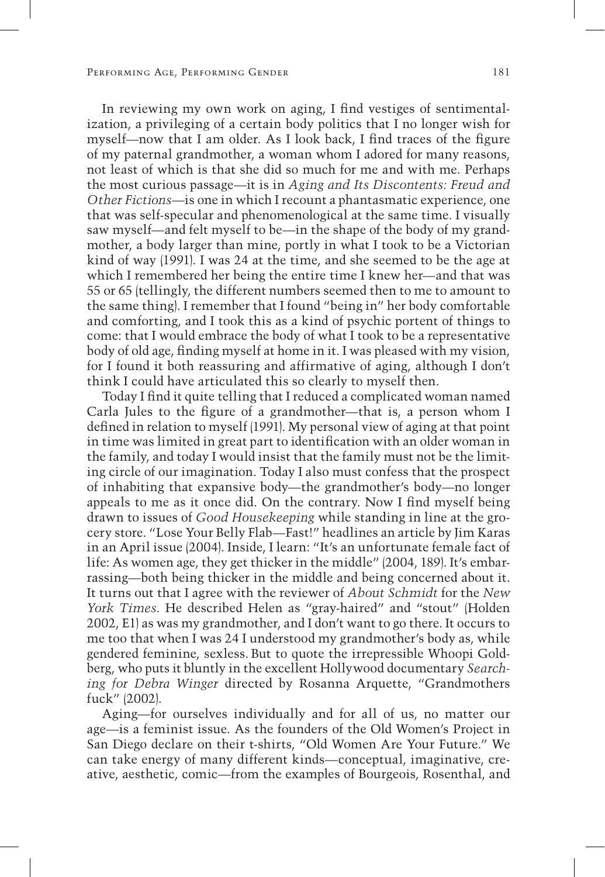In reviewing my own work on aging, I find vestiges of sentimentalization, a privileging of a certain body politics that I no longer wish for myself—now that I am older. As I look back, I find traces of the figure of my paternal grandmother, a woman whom I adored for many reasons, not least of which is that she did so much for me and with me. Perhaps the most curious passage—it is in *Aging and Its Discontents: Freud and Other Fictions*—is one in which I recount a phantasmatic experience, one that was self-specular and phenomenological at the same time. I visually saw myself—and felt myself to be—in the shape of the body of my grandmother, a body larger than mine, portly in what I took to be a Victorian kind of way (1991). I was 24 at the time, and she seemed to be the age at which I remembered her being the entire time I knew her—and that was 55 or 65 (tellingly, the different numbers seemed then to me to amount to the same thing). I remember that I found "being in" her body comfortable and comforting, and I took this as a kind of psychic portent of things to come: that I would embrace the body of what I took to be a representative body of old age, finding myself at home in it. I was pleased with my vision, for I found it both reassuring and affirmative of aging, although I don't think I could have articulated this so clearly to myself then.

Today I find it quite telling that I reduced a complicated woman named Carla Jules to the figure of a grandmother—that is, a person whom I defined in relation to myself (1991). My personal view of aging at that point in time was limited in great part to identification with an older woman in the family, and today I would insist that the family must not be the limiting circle of our imagination. Today I also must confess that the prospect of inhabiting that expansive body—the grandmother's body—no longer appeals to me as it once did. On the contrary. Now I find myself being drawn to issues of *Good Housekeeping* while standing in line at the grocery store. "Lose Your Belly Flab—Fast!" headlines an article by Jim Karas in an April issue (2004). Inside, I learn: "It's an unfortunate female fact of life: As women age, they get thicker in the middle" (2004, 189). It's embarrassing—both being thicker in the middle and being concerned about it. It turns out that I agree with the reviewer of *About Schmidt* for the *New York Times*. He described Helen as "gray-haired" and "stout" (Holden 2002, E1) as was my grandmother, and I don't want to go there. It occurs to me too that when I was 24 I understood my grandmother's body as, while gendered feminine, sexless. But to quote the irrepressible Whoopi Goldberg, who puts it bluntly in the excellent Hollywood documentary *Searching for Debra Winger* directed by Rosanna Arquette, "Grandmothers fuck" (2002).

Aging—for ourselves individually and for all of us, no matter our age—is a feminist issue. As the founders of the Old Women's Project in San Diego declare on their t-shirts, "Old Women Are Your Future." We can take energy of many different kinds—conceptual, imaginative, creative, aesthetic, comic—from the examples of Bourgeois, Rosenthal, and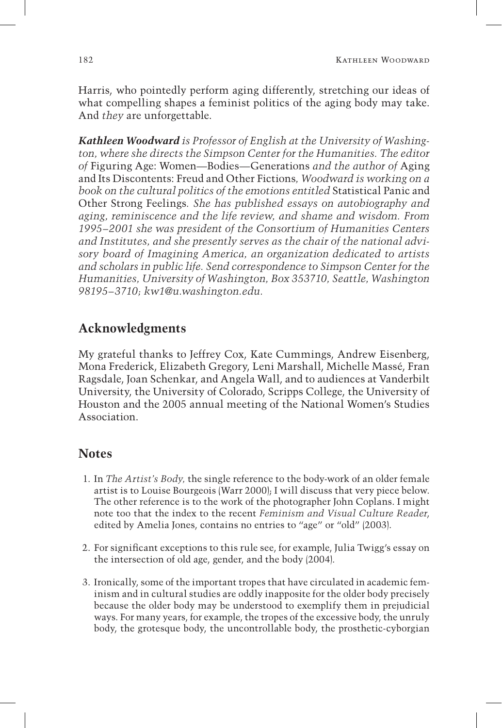Harris, who pointedly perform aging differently, stretching our ideas of what compelling shapes a feminist politics of the aging body may take. And *they* are unforgettable.

***Kathleen Woodward*** *is Professor of English at the University of Washington, where she directs the Simpson Center for the Humanities. The editor of* Figuring Age: Women—Bodies—Generations *and the author of* Aging and Its Discontents: Freud and Other Fictions*, Woodward is working on a book on the cultural politics of the emotions entitled* Statistical Panic and Other Strong Feelings*. She has published essays on autobiography and aging, reminiscence and the life review, and shame and wisdom. From 1995–2001 she was president of the Consortium of Humanities Centers and Institutes, and she presently serves as the chair of the national advisory board of Imagining America, an organization dedicated to artists and scholars in public life. Send correspondence to Simpson Center for the Humanities, University of Washington, Box 353710, Seattle, Washington 98195–3710; kw1@u.washington.edu.*

## Acknowledgments

My grateful thanks to Jeffrey Cox, Kate Cummings, Andrew Eisenberg, Mona Frederick, Elizabeth Gregory, Leni Marshall, Michelle Massé, Fran Ragsdale, Joan Schenkar, and Angela Wall, and to audiences at Vanderbilt University, the University of Colorado, Scripps College, the University of Houston and the 2005 annual meeting of the National Women's Studies Association.

## Notes

1. In *The Artist's Body,* the single reference to the body-work of an older female artist is to Louise Bourgeois (Warr 2000); I will discuss that very piece below. The other reference is to the work of the photographer John Coplans. I might note too that the index to the recent *Feminism and Visual Culture Reader*, edited by Amelia Jones, contains no entries to "age" or "old" (2003).

2. For significant exceptions to this rule see, for example, Julia Twigg's essay on the intersection of old age, gender, and the body (2004).

3. Ironically, some of the important tropes that have circulated in academic feminism and in cultural studies are oddly inapposite for the older body precisely because the older body may be understood to exemplify them in prejudicial ways. For many years, for example, the tropes of the excessive body, the unruly body, the grotesque body, the uncontrollable body, the prosthetic-cyborgian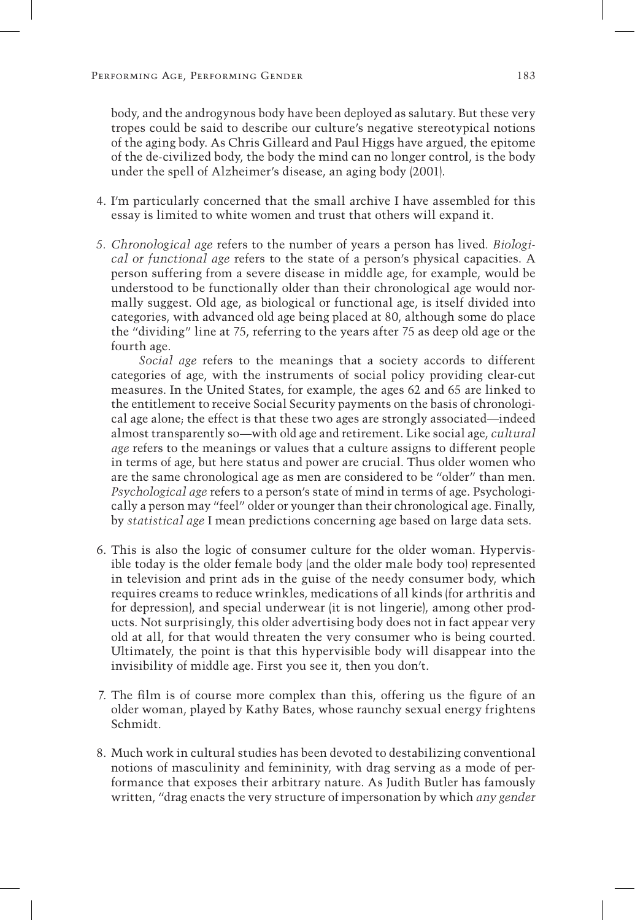body, and the androgynous body have been deployed as salutary. But these very tropes could be said to describe our culture's negative stereotypical notions of the aging body. As Chris Gilleard and Paul Higgs have argued, the epitome of the de-civilized body, the body the mind can no longer control, is the body under the spell of Alzheimer's disease, an aging body (2001).

4. I'm particularly concerned that the small archive I have assembled for this essay is limited to white women and trust that others will expand it.

5. *Chronological age* refers to the number of years a person has lived. *Biological or functional age* refers to the state of a person's physical capacities. A person suffering from a severe disease in middle age, for example, would be understood to be functionally older than their chronological age would normally suggest. Old age, as biological or functional age, is itself divided into categories, with advanced old age being placed at 80, although some do place the "dividing" line at 75, referring to the years after 75 as deep old age or the fourth age.

   *Social age* refers to the meanings that a society accords to different categories of age, with the instruments of social policy providing clear-cut measures. In the United States, for example, the ages 62 and 65 are linked to the entitlement to receive Social Security payments on the basis of chronological age alone; the effect is that these two ages are strongly associated—indeed almost transparently so—with old age and retirement. Like social age, *cultural age* refers to the meanings or values that a culture assigns to different people in terms of age, but here status and power are crucial. Thus older women who are the same chronological age as men are considered to be "older" than men. *Psychological age* refers to a person's state of mind in terms of age. Psychologically a person may "feel" older or younger than their chronological age. Finally, by *statistical age* I mean predictions concerning age based on large data sets.

6. This is also the logic of consumer culture for the older woman. Hypervisible today is the older female body (and the older male body too) represented in television and print ads in the guise of the needy consumer body, which requires creams to reduce wrinkles, medications of all kinds (for arthritis and for depression), and special underwear (it is not lingerie), among other products. Not surprisingly, this older advertising body does not in fact appear very old at all, for that would threaten the very consumer who is being courted. Ultimately, the point is that this hypervisible body will disappear into the invisibility of middle age. First you see it, then you don't.

7. The film is of course more complex than this, offering us the figure of an older woman, played by Kathy Bates, whose raunchy sexual energy frightens Schmidt.

8. Much work in cultural studies has been devoted to destabilizing conventional notions of masculinity and femininity, with drag serving as a mode of performance that exposes their arbitrary nature. As Judith Butler has famously written, "drag enacts the very structure of impersonation by which *any gender*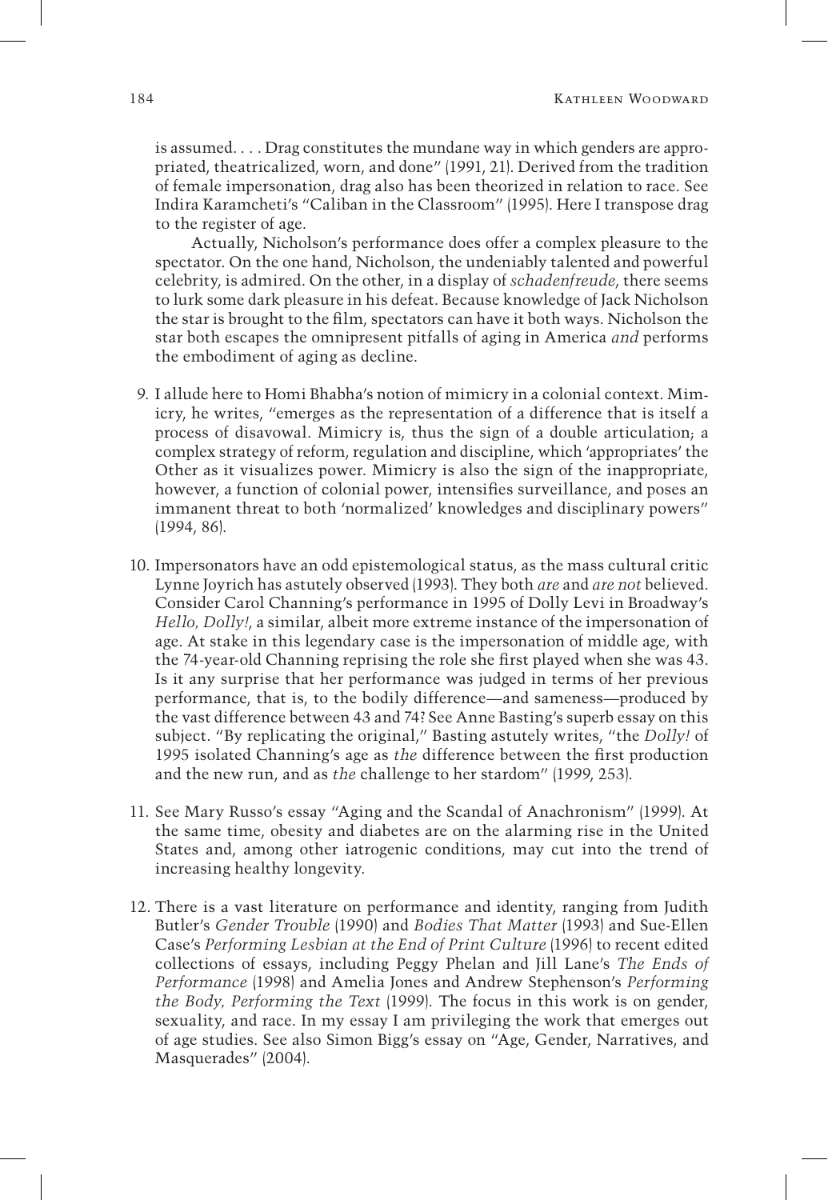is assumed. . . . Drag constitutes the mundane way in which genders are appropriated, theatricalized, worn, and done" (1991, 21). Derived from the tradition of female impersonation, drag also has been theorized in relation to race. See Indira Karamcheti's "Caliban in the Classroom" (1995). Here I transpose drag to the register of age.

Actually, Nicholson's performance does offer a complex pleasure to the spectator. On the one hand, Nicholson, the undeniably talented and powerful celebrity, is admired. On the other, in a display of *schadenfreude*, there seems to lurk some dark pleasure in his defeat. Because knowledge of Jack Nicholson the star is brought to the film, spectators can have it both ways. Nicholson the star both escapes the omnipresent pitfalls of aging in America *and* performs the embodiment of aging as decline.

9. I allude here to Homi Bhabha's notion of mimicry in a colonial context. Mimicry, he writes, "emerges as the representation of a difference that is itself a process of disavowal. Mimicry is, thus the sign of a double articulation; a complex strategy of reform, regulation and discipline, which 'appropriates' the Other as it visualizes power. Mimicry is also the sign of the inappropriate, however, a function of colonial power, intensifies surveillance, and poses an immanent threat to both 'normalized' knowledges and disciplinary powers" (1994, 86).

10. Impersonators have an odd epistemological status, as the mass cultural critic Lynne Joyrich has astutely observed (1993). They both *are* and *are not* believed. Consider Carol Channing's performance in 1995 of Dolly Levi in Broadway's *Hello, Dolly!*, a similar, albeit more extreme instance of the impersonation of age. At stake in this legendary case is the impersonation of middle age, with the 74-year-old Channing reprising the role she first played when she was 43. Is it any surprise that her performance was judged in terms of her previous performance, that is, to the bodily difference—and sameness—produced by the vast difference between 43 and 74? See Anne Basting's superb essay on this subject. "By replicating the original," Basting astutely writes, "the *Dolly!* of 1995 isolated Channing's age as *the* difference between the first production and the new run, and as *the* challenge to her stardom" (1999, 253).

11. See Mary Russo's essay "Aging and the Scandal of Anachronism" (1999). At the same time, obesity and diabetes are on the alarming rise in the United States and, among other iatrogenic conditions, may cut into the trend of increasing healthy longevity.

12. There is a vast literature on performance and identity, ranging from Judith Butler's *Gender Trouble* (1990) and *Bodies That Matter* (1993) and Sue-Ellen Case's *Performing Lesbian at the End of Print Culture* (1996) to recent edited collections of essays, including Peggy Phelan and Jill Lane's *The Ends of Performance* (1998) and Amelia Jones and Andrew Stephenson's *Performing the Body, Performing the Text* (1999). The focus in this work is on gender, sexuality, and race. In my essay I am privileging the work that emerges out of age studies. See also Simon Bigg's essay on "Age, Gender, Narratives, and Masquerades" (2004).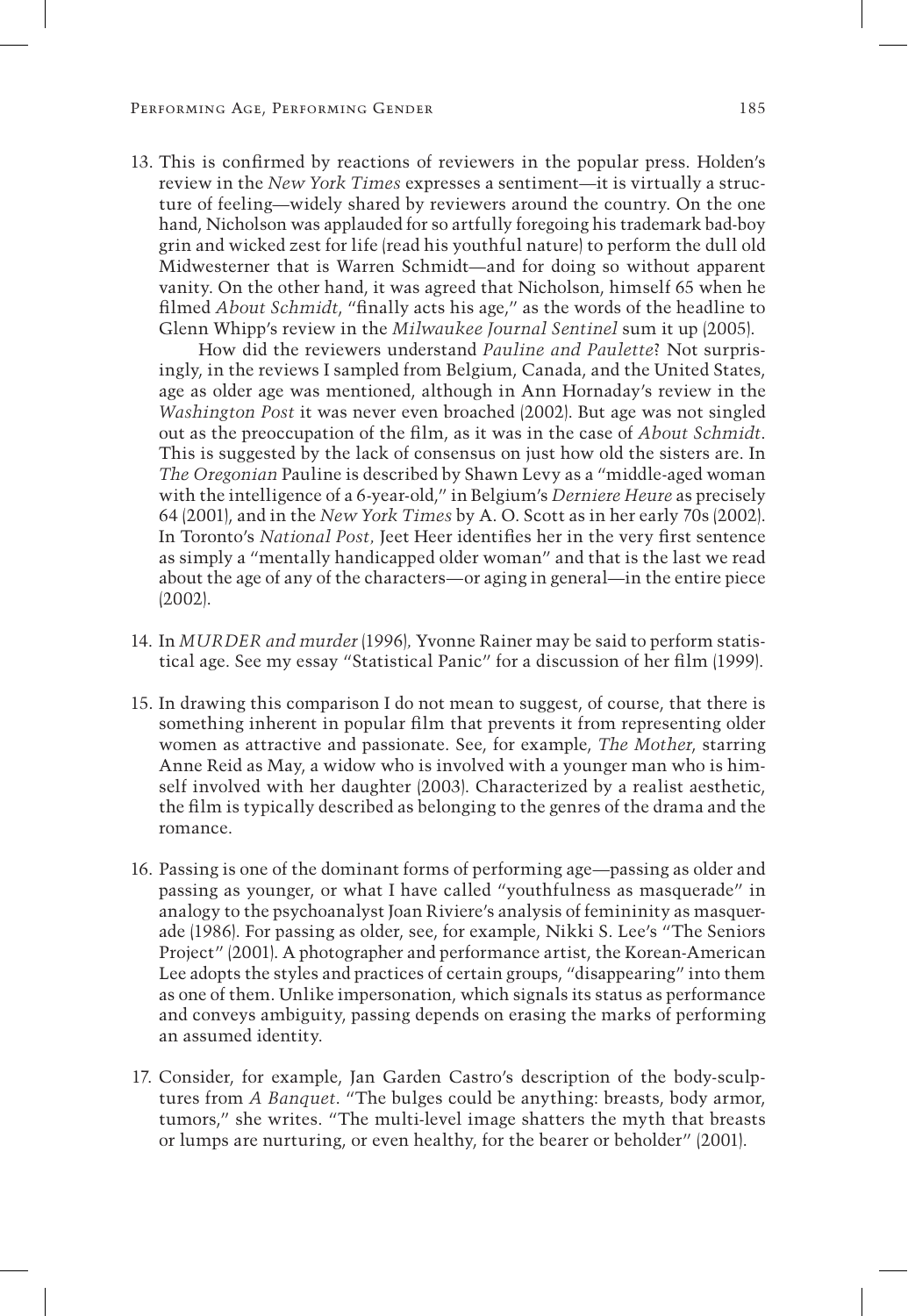13. This is confirmed by reactions of reviewers in the popular press. Holden's review in the *New York Times* expresses a sentiment—it is virtually a structure of feeling—widely shared by reviewers around the country. On the one hand, Nicholson was applauded for so artfully foregoing his trademark bad-boy grin and wicked zest for life (read his youthful nature) to perform the dull old Midwesterner that is Warren Schmidt—and for doing so without apparent vanity. On the other hand, it was agreed that Nicholson, himself 65 when he filmed *About Schmidt*, "finally acts his age," as the words of the headline to Glenn Whipp's review in the *Milwaukee Journal Sentinel* sum it up (2005).

    How did the reviewers understand *Pauline and Paulette*? Not surprisingly, in the reviews I sampled from Belgium, Canada, and the United States, age as older age was mentioned, although in Ann Hornaday's review in the *Washington Post* it was never even broached (2002). But age was not singled out as the preoccupation of the film, as it was in the case of *About Schmidt*. This is suggested by the lack of consensus on just how old the sisters are. In *The Oregonian* Pauline is described by Shawn Levy as a "middle-aged woman with the intelligence of a 6-year-old," in Belgium's *Derniere Heure* as precisely 64 (2001), and in the *New York Times* by A. O. Scott as in her early 70s (2002). In Toronto's *National Post*, Jeet Heer identifies her in the very first sentence as simply a "mentally handicapped older woman" and that is the last we read about the age of any of the characters—or aging in general—in the entire piece (2002).

14. In *MURDER and murder* (1996), Yvonne Rainer may be said to perform statistical age. See my essay "Statistical Panic" for a discussion of her film (1999).

15. In drawing this comparison I do not mean to suggest, of course, that there is something inherent in popular film that prevents it from representing older women as attractive and passionate. See, for example, *The Mother*, starring Anne Reid as May, a widow who is involved with a younger man who is himself involved with her daughter (2003). Characterized by a realist aesthetic, the film is typically described as belonging to the genres of the drama and the romance.

16. Passing is one of the dominant forms of performing age—passing as older and passing as younger, or what I have called "youthfulness as masquerade" in analogy to the psychoanalyst Joan Riviere's analysis of femininity as masquerade (1986). For passing as older, see, for example, Nikki S. Lee's "The Seniors Project" (2001). A photographer and performance artist, the Korean-American Lee adopts the styles and practices of certain groups, "disappearing" into them as one of them. Unlike impersonation, which signals its status as performance and conveys ambiguity, passing depends on erasing the marks of performing an assumed identity.

17. Consider, for example, Jan Garden Castro's description of the body-sculptures from *A Banquet*. "The bulges could be anything: breasts, body armor, tumors," she writes. "The multi-level image shatters the myth that breasts or lumps are nurturing, or even healthy, for the bearer or beholder" (2001).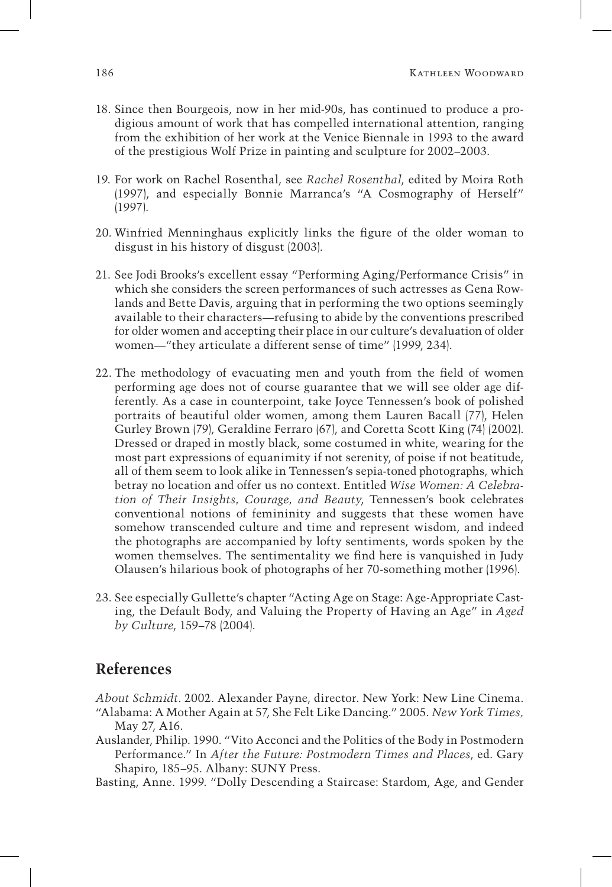18. Since then Bourgeois, now in her mid-90s, has continued to produce a prodigious amount of work that has compelled international attention, ranging from the exhibition of her work at the Venice Biennale in 1993 to the award of the prestigious Wolf Prize in painting and sculpture for 2002–2003.

19. For work on Rachel Rosenthal, see *Rachel Rosenthal*, edited by Moira Roth (1997), and especially Bonnie Marranca's "A Cosmography of Herself" (1997).

20. Winfried Menninghaus explicitly links the figure of the older woman to disgust in his history of disgust (2003).

21. See Jodi Brooks's excellent essay "Performing Aging/Performance Crisis" in which she considers the screen performances of such actresses as Gena Rowlands and Bette Davis, arguing that in performing the two options seemingly available to their characters—refusing to abide by the conventions prescribed for older women and accepting their place in our culture's devaluation of older women—"they articulate a different sense of time" (1999, 234).

22. The methodology of evacuating men and youth from the field of women performing age does not of course guarantee that we will see older age differently. As a case in counterpoint, take Joyce Tennessen's book of polished portraits of beautiful older women, among them Lauren Bacall (77), Helen Gurley Brown (79), Geraldine Ferraro (67), and Coretta Scott King (74) (2002). Dressed or draped in mostly black, some costumed in white, wearing for the most part expressions of equanimity if not serenity, of poise if not beatitude, all of them seem to look alike in Tennessen's sepia-toned photographs, which betray no location and offer us no context. Entitled *Wise Women: A Celebration of Their Insights, Courage, and Beauty*, Tennessen's book celebrates conventional notions of femininity and suggests that these women have somehow transcended culture and time and represent wisdom, and indeed the photographs are accompanied by lofty sentiments, words spoken by the women themselves. The sentimentality we find here is vanquished in Judy Olausen's hilarious book of photographs of her 70-something mother (1996).

23. See especially Gullette's chapter "Acting Age on Stage: Age-Appropriate Casting, the Default Body, and Valuing the Property of Having an Age" in *Aged by Culture*, 159–78 (2004).

## References

*About Schmidt*. 2002. Alexander Payne, director. New York: New Line Cinema.

"Alabama: A Mother Again at 57, She Felt Like Dancing." 2005. *New York Times*, May 27, A16.

Auslander, Philip. 1990. "Vito Acconci and the Politics of the Body in Postmodern Performance." In *After the Future: Postmodern Times and Places*, ed. Gary Shapiro, 185–95. Albany: SUNY Press.

Basting, Anne. 1999. "Dolly Descending a Staircase: Stardom, Age, and Gender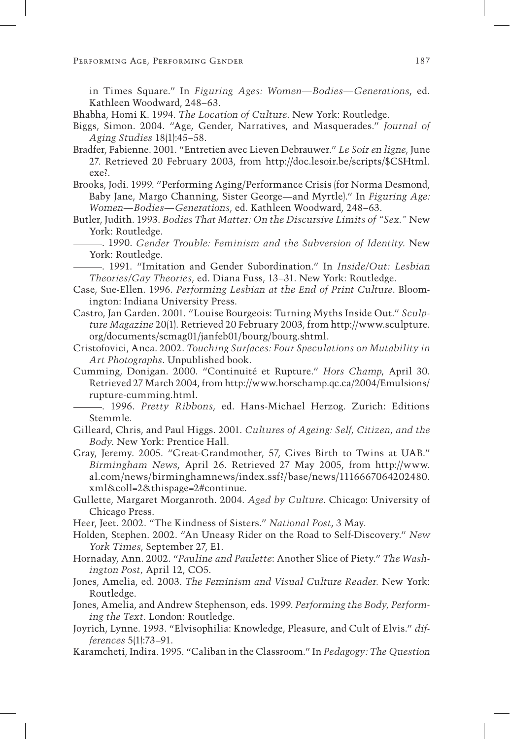in Times Square." In *Figuring Ages: Women—Bodies—Generations*, ed. Kathleen Woodward, 248–63.

Bhabha, Homi K. 1994. *The Location of Culture*. New York: Routledge.

Biggs, Simon. 2004. "Age, Gender, Narratives, and Masquerades." *Journal of Aging Studies* 18(1):45–58.

Bradfer, Fabienne. 2001. "Entretien avec Lieven Debrauwer." *Le Soir en ligne*, June 27. Retrieved 20 February 2003, from http://doc.lesoir.be/scripts/$CSHtml.exe?.

Brooks, Jodi. 1999. "Performing Aging/Performance Crisis (for Norma Desmond, Baby Jane, Margo Channing, Sister George—and Myrtle)." In *Figuring Age: Women—Bodies—Generations*, ed. Kathleen Woodward, 248–63.

Butler, Judith. 1993. *Bodies That Matter: On the Discursive Limits of "Sex."* New York: Routledge.

———. 1990. *Gender Trouble: Feminism and the Subversion of Identity*. New York: Routledge.

———. 1991. "Imitation and Gender Subordination." In *Inside/Out: Lesbian Theories/Gay Theories*, ed. Diana Fuss, 13–31. New York: Routledge.

Case, Sue-Ellen. 1996. *Performing Lesbian at the End of Print Culture*. Bloomington: Indiana University Press.

Castro, Jan Garden. 2001. "Louise Bourgeois: Turning Myths Inside Out." *Sculpture Magazine* 20(1). Retrieved 20 February 2003, from http://www.sculpture.org/documents/scmag01/janfeb01/bourg/bourg.shtml.

Cristofovici, Anca. 2002. *Touching Surfaces: Four Speculations on Mutability in Art Photographs*. Unpublished book.

Cumming, Donigan. 2000. "Continuité et Rupture." *Hors Champ*, April 30. Retrieved 27 March 2004, from http://www.horschamp.qc.ca/2004/Emulsions/rupture-cumming.html.

———. 1996. *Pretty Ribbons*, ed. Hans-Michael Herzog. Zurich: Editions Stemmle.

Gilleard, Chris, and Paul Higgs. 2001. *Cultures of Ageing: Self, Citizen, and the Body*. New York: Prentice Hall.

Gray, Jeremy. 2005. "Great-Grandmother, 57, Gives Birth to Twins at UAB." *Birmingham News*, April 26. Retrieved 27 May 2005, from http://www.al.com/news/birminghamnews/index.ssf?/base/news/1116667064202480.xml&coll=2&thispage=2#continue.

Gullette, Margaret Morganroth. 2004. *Aged by Culture*. Chicago: University of Chicago Press.

Heer, Jeet. 2002. "The Kindness of Sisters." *National Post*, 3 May.

Holden, Stephen. 2002. "An Uneasy Rider on the Road to Self-Discovery." *New York Times*, September 27, E1.

Hornaday, Ann. 2002. "*Pauline and Paulette*: Another Slice of Piety." *The Washington Post,* April 12, CO5.

Jones, Amelia, ed. 2003. *The Feminism and Visual Culture Reader.* New York: Routledge.

Jones, Amelia, and Andrew Stephenson, eds. 1999. *Performing the Body, Performing the Text*. London: Routledge.

Joyrich, Lynne. 1993. "Elvisophilia: Knowledge, Pleasure, and Cult of Elvis." *differences* 5(1):73–91.

Karamcheti, Indira. 1995. "Caliban in the Classroom." In *Pedagogy: The Question*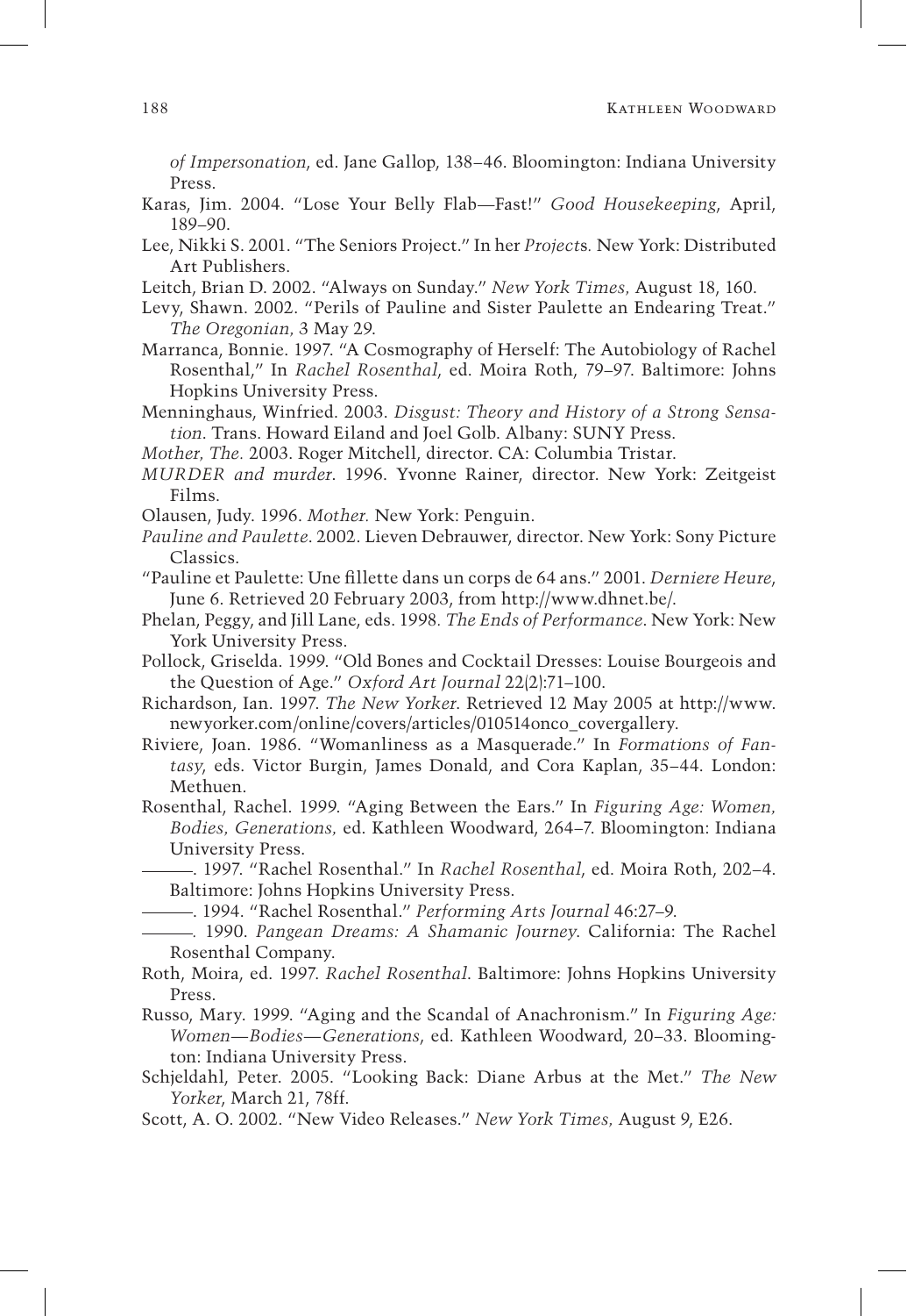*of Impersonation*, ed. Jane Gallop, 138–46. Bloomington: Indiana University Press.

Karas, Jim. 2004. "Lose Your Belly Flab—Fast!" *Good Housekeeping*, April, 189–90.

Lee, Nikki S. 2001. "The Seniors Project." In her *Projects.* New York: Distributed Art Publishers.

Leitch, Brian D. 2002. "Always on Sunday." *New York Times,* August 18, 160.

Levy, Shawn. 2002. "Perils of Pauline and Sister Paulette an Endearing Treat." *The Oregonian,* 3 May 29.

Marranca, Bonnie. 1997. "A Cosmography of Herself: The Autobiology of Rachel Rosenthal," In *Rachel Rosenthal*, ed. Moira Roth, 79–97. Baltimore: Johns Hopkins University Press.

Menninghaus, Winfried. 2003. *Disgust: Theory and History of a Strong Sensation*. Trans. Howard Eiland and Joel Golb. Albany: SUNY Press.

*Mother, The.* 2003. Roger Mitchell, director. CA: Columbia Tristar.

*MURDER and murder*. 1996. Yvonne Rainer, director. New York: Zeitgeist Films.

Olausen, Judy. 1996. *Mother.* New York: Penguin.

*Pauline and Paulette*. 2002. Lieven Debrauwer, director. New York: Sony Picture Classics.

"Pauline et Paulette: Une fillette dans un corps de 64 ans." 2001. *Derniere Heure*, June 6. Retrieved 20 February 2003, from http://www.dhnet.be/.

Phelan, Peggy, and Jill Lane, eds. 1998. *The Ends of Performance*. New York: New York University Press.

Pollock, Griselda. 1999. "Old Bones and Cocktail Dresses: Louise Bourgeois and the Question of Age." *Oxford Art Journal* 22(2):71–100.

Richardson, Ian. 1997. *The New Yorker*. Retrieved 12 May 2005 at http://www.newyorker.com/online/covers/articles/010514onco_covergallery.

Riviere, Joan. 1986. "Womanliness as a Masquerade." In *Formations of Fantasy*, eds. Victor Burgin, James Donald, and Cora Kaplan, 35–44. London: Methuen.

Rosenthal, Rachel. 1999. "Aging Between the Ears." In *Figuring Age: Women, Bodies, Generations,* ed. Kathleen Woodward, 264–7. Bloomington: Indiana University Press.

———. 1997. "Rachel Rosenthal." In *Rachel Rosenthal*, ed. Moira Roth, 202–4. Baltimore: Johns Hopkins University Press.

———. 1994. "Rachel Rosenthal." *Performing Arts Journal* 46:27–9.

———. 1990. *Pangean Dreams: A Shamanic Journey*. California: The Rachel Rosenthal Company.

Roth, Moira, ed. 1997. *Rachel Rosenthal*. Baltimore: Johns Hopkins University Press.

Russo, Mary. 1999. "Aging and the Scandal of Anachronism." In *Figuring Age: Women—Bodies—Generations*, ed. Kathleen Woodward, 20–33. Bloomington: Indiana University Press.

Schjeldahl, Peter. 2005. "Looking Back: Diane Arbus at the Met." *The New Yorker*, March 21, 78ff.

Scott, A. O. 2002. "New Video Releases." *New York Times,* August 9, E26.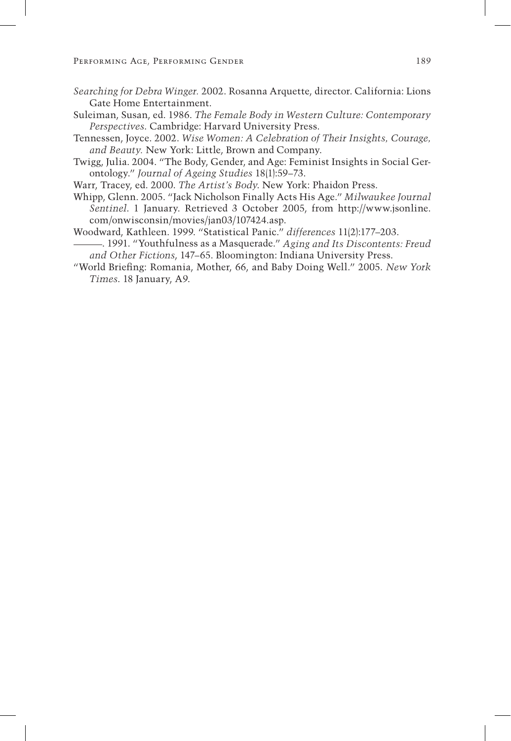*Searching for Debra Winger.* 2002. Rosanna Arquette, director. California: Lions Gate Home Entertainment.

Suleiman, Susan, ed. 1986. *The Female Body in Western Culture: Contemporary Perspectives.* Cambridge: Harvard University Press.

Tennessen, Joyce. 2002. *Wise Women: A Celebration of Their Insights, Courage, and Beauty.* New York: Little, Brown and Company.

Twigg, Julia. 2004. "The Body, Gender, and Age: Feminist Insights in Social Gerontology." *Journal of Ageing Studies* 18(1):59–73.

Warr, Tracey, ed. 2000. *The Artist's Body*. New York: Phaidon Press.

Whipp, Glenn. 2005. "Jack Nicholson Finally Acts His Age." *Milwaukee Journal Sentinel.* 1 January. Retrieved 3 October 2005, from http://www.jsonline.com/onwisconsin/movies/jan03/107424.asp.

Woodward, Kathleen. 1999. "Statistical Panic." *differences* 11(2):177–203.

———. 1991. "Youthfulness as a Masquerade." *Aging and Its Discontents: Freud and Other Fictions*, 147–65. Bloomington: Indiana University Press.

"World Briefing: Romania, Mother, 66, and Baby Doing Well." 2005. *New York Times*. 18 January, A9.